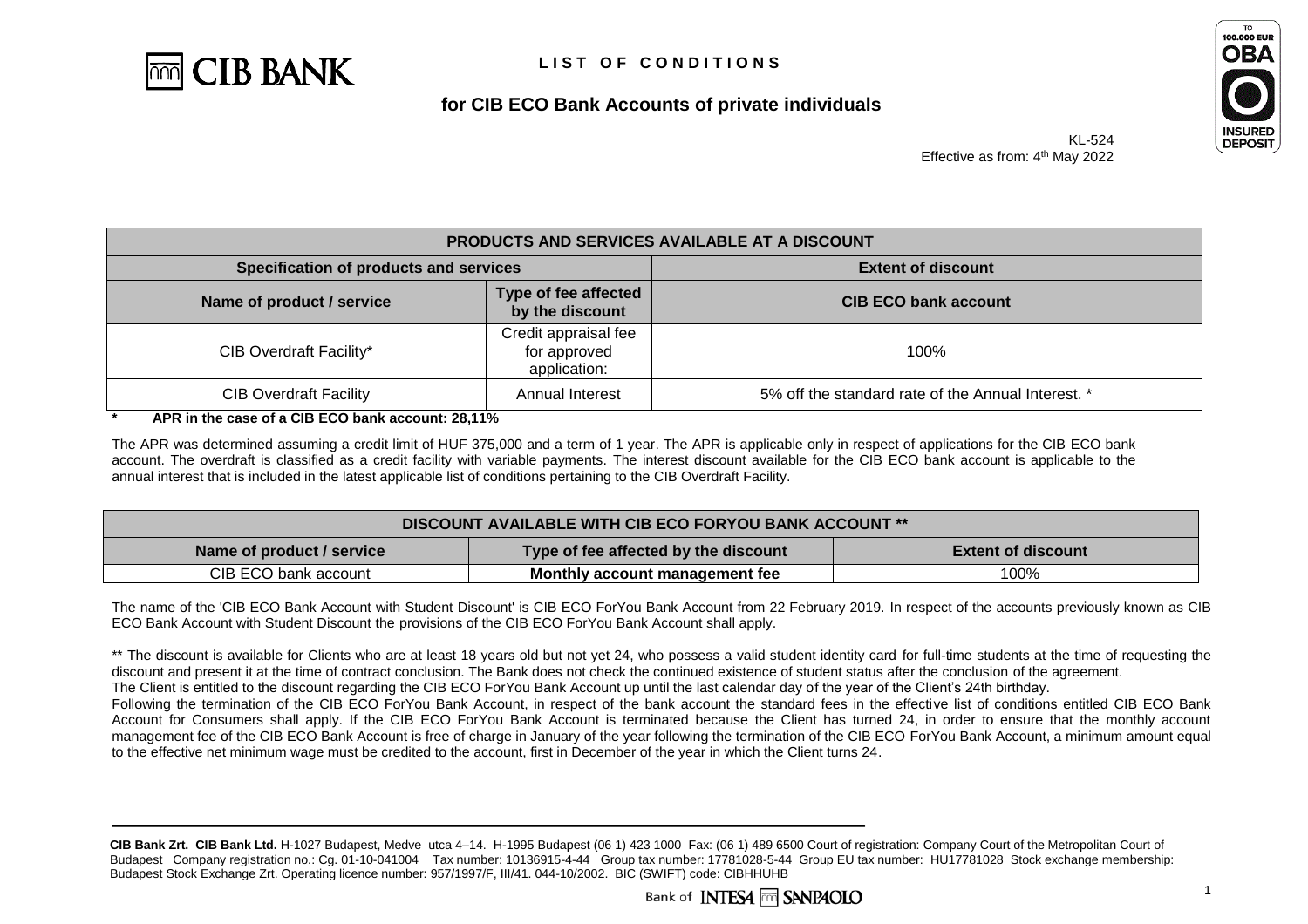# LIST OF CONDITIONS

## for CIB ECO Bank Accounts of private individuals

KL-524
Effective as from: 4th May 2022

| PRODUCTS AND SERVICES AVAILABLE AT A DISCOUNT | | |
|---|---|---|
| **Specification of products and services** | | **Extent of discount** |
| **Name of product / service** | **Type of fee affected by the discount** | **CIB ECO bank account** |
| CIB Overdraft Facility* | Credit appraisal fee for approved application: | 100% |
| CIB Overdraft Facility | Annual Interest | 5% off the standard rate of the Annual Interest. * |

**\* APR in the case of a CIB ECO bank account: 28,11%**

The APR was determined assuming a credit limit of HUF 375,000 and a term of 1 year. The APR is applicable only in respect of applications for the CIB ECO bank account. The overdraft is classified as a credit facility with variable payments. The interest discount available for the CIB ECO bank account is applicable to the annual interest that is included in the latest applicable list of conditions pertaining to the CIB Overdraft Facility.

| DISCOUNT AVAILABLE WITH CIB ECO FORYOU BANK ACCOUNT ** | | |
|---|---|---|
| **Name of product / service** | **Type of fee affected by the discount** | **Extent of discount** |
| CIB ECO bank account | **Monthly account management fee** | 100% |

The name of the 'CIB ECO Bank Account with Student Discount' is CIB ECO ForYou Bank Account from 22 February 2019. In respect of the accounts previously known as CIB ECO Bank Account with Student Discount the provisions of the CIB ECO ForYou Bank Account shall apply.

** The discount is available for Clients who are at least 18 years old but not yet 24, who possess a valid student identity card for full-time students at the time of requesting the discount and present it at the time of contract conclusion. The Bank does not check the continued existence of student status after the conclusion of the agreement.
The Client is entitled to the discount regarding the CIB ECO ForYou Bank Account up until the last calendar day of the year of the Client's 24th birthday.
Following the termination of the CIB ECO ForYou Bank Account, in respect of the bank account the standard fees in the effective list of conditions entitled CIB ECO Bank Account for Consumers shall apply. If the CIB ECO ForYou Bank Account is terminated because the Client has turned 24, in order to ensure that the monthly account management fee of the CIB ECO Bank Account is free of charge in January of the year following the termination of the CIB ECO ForYou Bank Account, a minimum amount equal to the effective net minimum wage must be credited to the account, first in December of the year in which the Client turns 24.

**CIB Bank Zrt. CIB Bank Ltd.** H-1027 Budapest, Medve utca 4–14. H-1995 Budapest (06 1) 423 1000 Fax: (06 1) 489 6500 Court of registration: Company Court of the Metropolitan Court of Budapest Company registration no.: Cg. 01-10-041004 Tax number: 10136915-4-44 Group tax number: 17781028-5-44 Group EU tax number: HU17781028 Stock exchange membership: Budapest Stock Exchange Zrt. Operating licence number: 957/1997/F, III/41. 044-10/2002. BIC (SWIFT) code: CIBHHUHB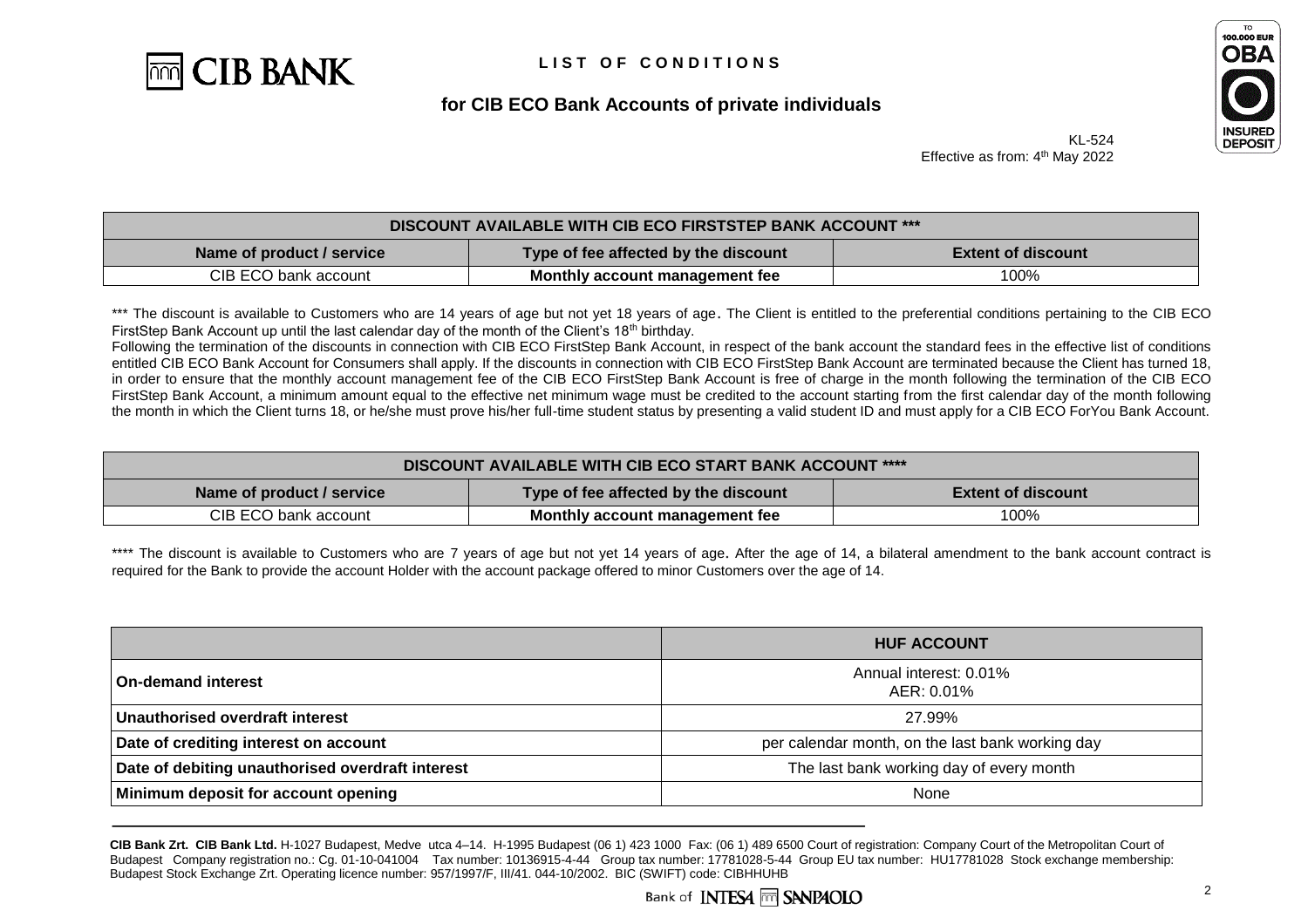# LIST OF CONDITIONS

## for CIB ECO Bank Accounts of private individuals

KL-524
Effective as from: 4th May 2022

| DISCOUNT AVAILABLE WITH CIB ECO FIRSTSTEP BANK ACCOUNT *** | | |
|---|---|---|
| **Name of product / service** | **Type of fee affected by the discount** | **Extent of discount** |
| CIB ECO bank account | **Monthly account management fee** | 100% |

*** The discount is available to Customers who are 14 years of age but not yet 18 years of age. The Client is entitled to the preferential conditions pertaining to the CIB ECO FirstStep Bank Account up until the last calendar day of the month of the Client's 18th birthday.
Following the termination of the discounts in connection with CIB ECO FirstStep Bank Account, in respect of the bank account the standard fees in the effective list of conditions entitled CIB ECO Bank Account for Consumers shall apply. If the discounts in connection with CIB ECO FirstStep Bank Account are terminated because the Client has turned 18, in order to ensure that the monthly account management fee of the CIB ECO FirstStep Bank Account is free of charge in the month following the termination of the CIB ECO FirstStep Bank Account, a minimum amount equal to the effective net minimum wage must be credited to the account starting from the first calendar day of the month following the month in which the Client turns 18, or he/she must prove his/her full-time student status by presenting a valid student ID and must apply for a CIB ECO ForYou Bank Account.

| DISCOUNT AVAILABLE WITH CIB ECO START BANK ACCOUNT **** | | |
|---|---|---|
| **Name of product / service** | **Type of fee affected by the discount** | **Extent of discount** |
| CIB ECO bank account | **Monthly account management fee** | 100% |

**** The discount is available to Customers who are 7 years of age but not yet 14 years of age. After the age of 14, a bilateral amendment to the bank account contract is required for the Bank to provide the account Holder with the account package offered to minor Customers over the age of 14.

| | **HUF ACCOUNT** |
|---|---|
| **On-demand interest** | Annual interest: 0.01%<br>AER: 0.01% |
| **Unauthorised overdraft interest** | 27.99% |
| **Date of crediting interest on account** | per calendar month, on the last bank working day |
| **Date of debiting unauthorised overdraft interest** | The last bank working day of every month |
| **Minimum deposit for account opening** | None |

**CIB Bank Zrt. CIB Bank Ltd.** H-1027 Budapest, Medve utca 4–14. H-1995 Budapest (06 1) 423 1000 Fax: (06 1) 489 6500 Court of registration: Company Court of the Metropolitan Court of Budapest Company registration no.: Cg. 01-10-041004 Tax number: 10136915-4-44 Group tax number: 17781028-5-44 Group EU tax number: HU17781028 Stock exchange membership: Budapest Stock Exchange Zrt. Operating licence number: 957/1997/F, III/41. 044-10/2002. BIC (SWIFT) code: CIBHHUHB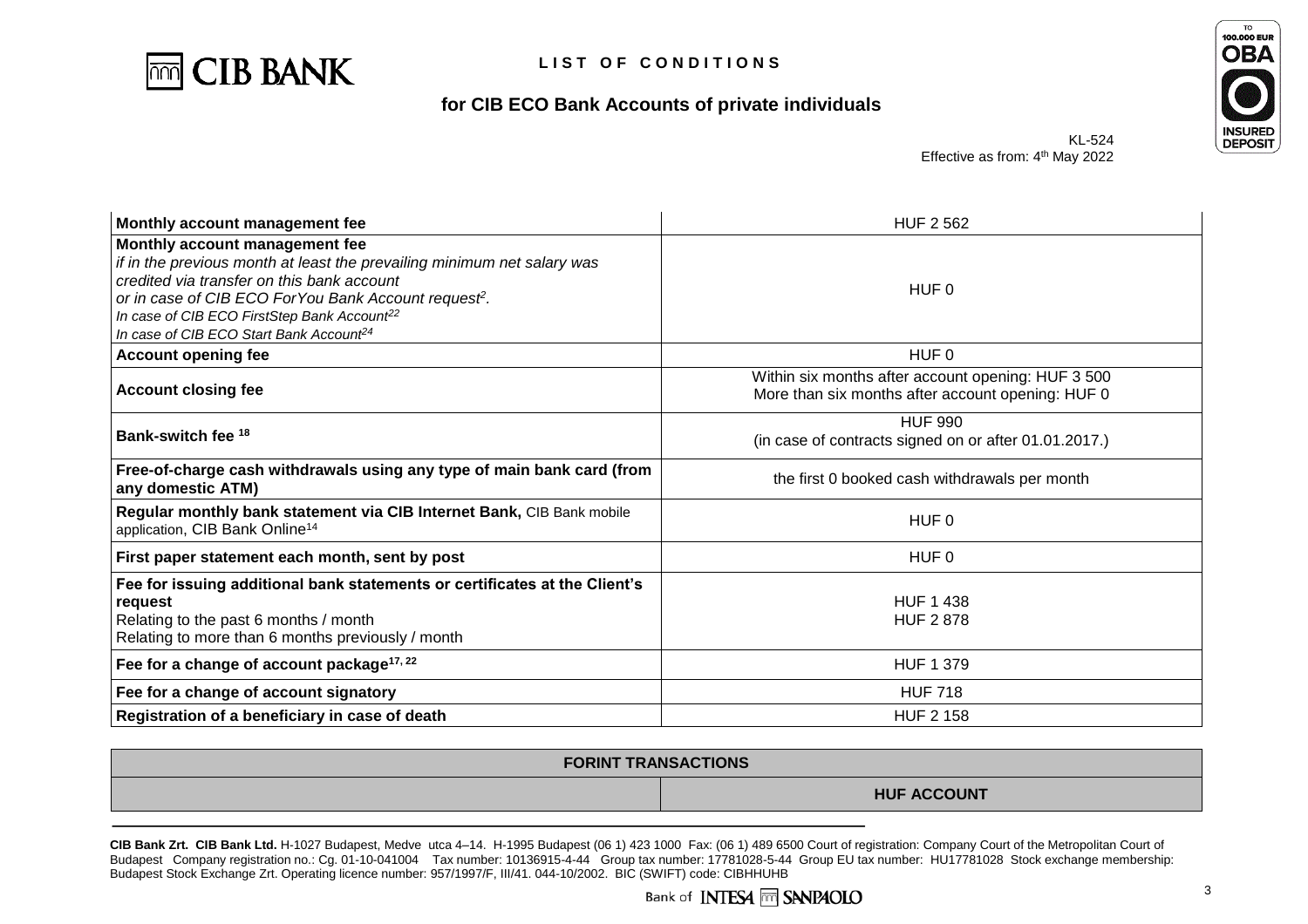LIST OF CONDITIONS

## for CIB ECO Bank Accounts of private individuals

KL-524
Effective as from: 4th May 2022

| | |
|---|---|
| **Monthly account management fee** | HUF 2 562 |
| **Monthly account management fee**<br>*if in the previous month at least the prevailing minimum net salary was credited via transfer on this bank account*<br>*or in case of CIB ECO ForYou Bank Account request[2].*<br>*In case of CIB ECO FirstStep Bank Account[22]*<br>*In case of CIB ECO Start Bank Account[24]* | HUF 0 |
| **Account opening fee** | HUF 0 |
| **Account closing fee** | Within six months after account opening: HUF 3 500<br>More than six months after account opening: HUF 0 |
| **Bank-switch fee [18]** | HUF 990<br>(in case of contracts signed on or after 01.01.2017.) |
| **Free-of-charge cash withdrawals using any type of main bank card (from any domestic ATM)** | the first 0 booked cash withdrawals per month |
| **Regular monthly bank statement via CIB Internet Bank,** CIB Bank mobile application, CIB Bank Online[14] | HUF 0 |
| **First paper statement each month, sent by post** | HUF 0 |
| **Fee for issuing additional bank statements or certificates at the Client's request**<br>Relating to the past 6 months / month<br>Relating to more than 6 months previously / month | HUF 1 438<br>HUF 2 878 |
| **Fee for a change of account package[17, 22]** | HUF 1 379 |
| **Fee for a change of account signatory** | HUF 718 |
| **Registration of a beneficiary in case of death** | HUF 2 158 |

| FORINT TRANSACTIONS | |
|---|---|
| | **HUF ACCOUNT** |

**CIB Bank Zrt. CIB Bank Ltd.** H-1027 Budapest, Medve utca 4–14. H-1995 Budapest (06 1) 423 1000 Fax: (06 1) 489 6500 Court of registration: Company Court of the Metropolitan Court of Budapest Company registration no.: Cg. 01-10-041004 Tax number: 10136915-4-44 Group tax number: 17781028-5-44 Group EU tax number: HU17781028 Stock exchange membership: Budapest Stock Exchange Zrt. Operating licence number: 957/1997/F, III/41. 044-10/2002. BIC (SWIFT) code: CIBHHUHB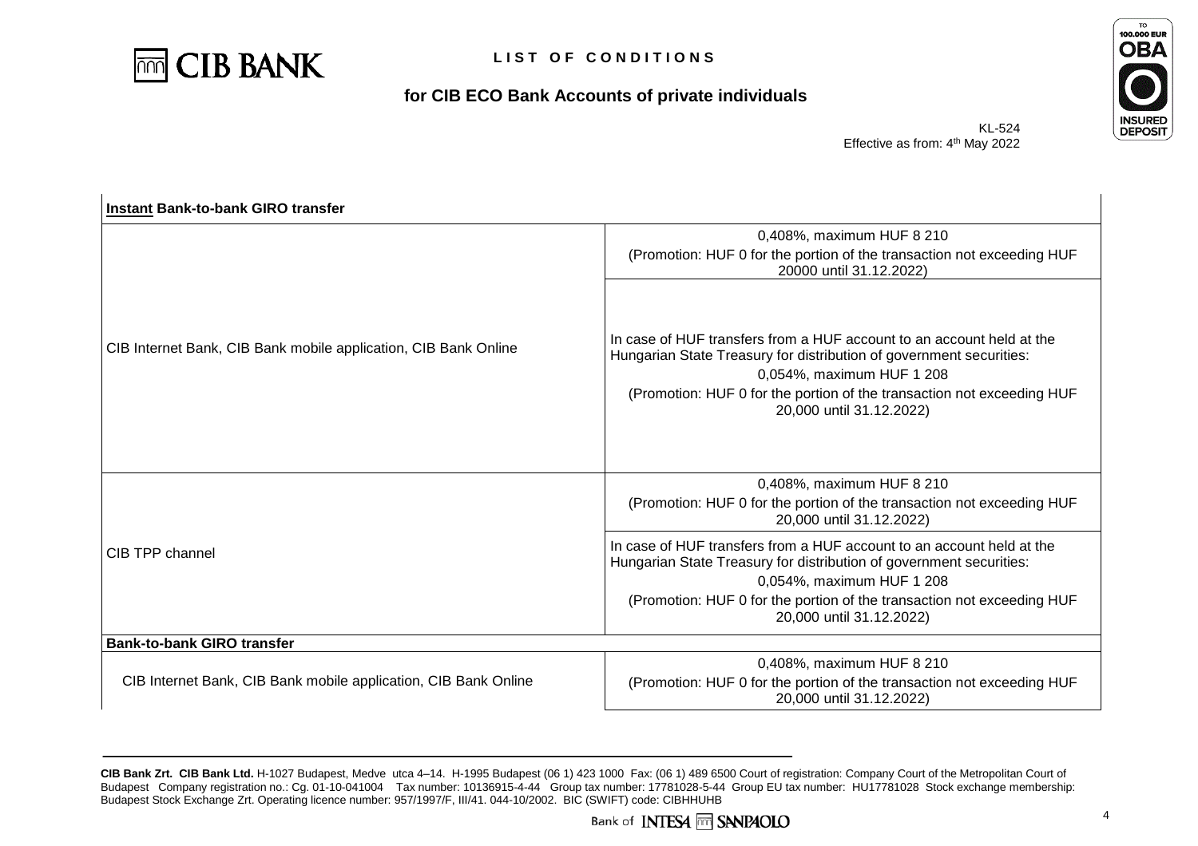# LIST OF CONDITIONS

## for CIB ECO Bank Accounts of private individuals

KL-524
Effective as from: 4th May 2022

| **Instant Bank-to-bank GIRO transfer** | |
|---|---|
| CIB Internet Bank, CIB Bank mobile application, CIB Bank Online | 0,408%, maximum HUF 8 210<br>(Promotion: HUF 0 for the portion of the transaction not exceeding HUF 20000 until 31.12.2022) |
| | In case of HUF transfers from a HUF account to an account held at the Hungarian State Treasury for distribution of government securities:<br>0,054%, maximum HUF 1 208<br>(Promotion: HUF 0 for the portion of the transaction not exceeding HUF 20,000 until 31.12.2022) |
| CIB TPP channel | 0,408%, maximum HUF 8 210<br>(Promotion: HUF 0 for the portion of the transaction not exceeding HUF 20,000 until 31.12.2022) |
| | In case of HUF transfers from a HUF account to an account held at the Hungarian State Treasury for distribution of government securities:<br>0,054%, maximum HUF 1 208<br>(Promotion: HUF 0 for the portion of the transaction not exceeding HUF 20,000 until 31.12.2022) |
| **Bank-to-bank GIRO transfer** | |
| CIB Internet Bank, CIB Bank mobile application, CIB Bank Online | 0,408%, maximum HUF 8 210<br>(Promotion: HUF 0 for the portion of the transaction not exceeding HUF 20,000 until 31.12.2022) |

**CIB Bank Zrt. CIB Bank Ltd.** H-1027 Budapest, Medve utca 4–14. H-1995 Budapest (06 1) 423 1000 Fax: (06 1) 489 6500 Court of registration: Company Court of the Metropolitan Court of Budapest Company registration no.: Cg. 01-10-041004 Tax number: 10136915-4-44 Group tax number: 17781028-5-44 Group EU tax number: HU17781028 Stock exchange membership: Budapest Stock Exchange Zrt. Operating licence number: 957/1997/F, III/41. 044-10/2002. BIC (SWIFT) code: CIBHHUHB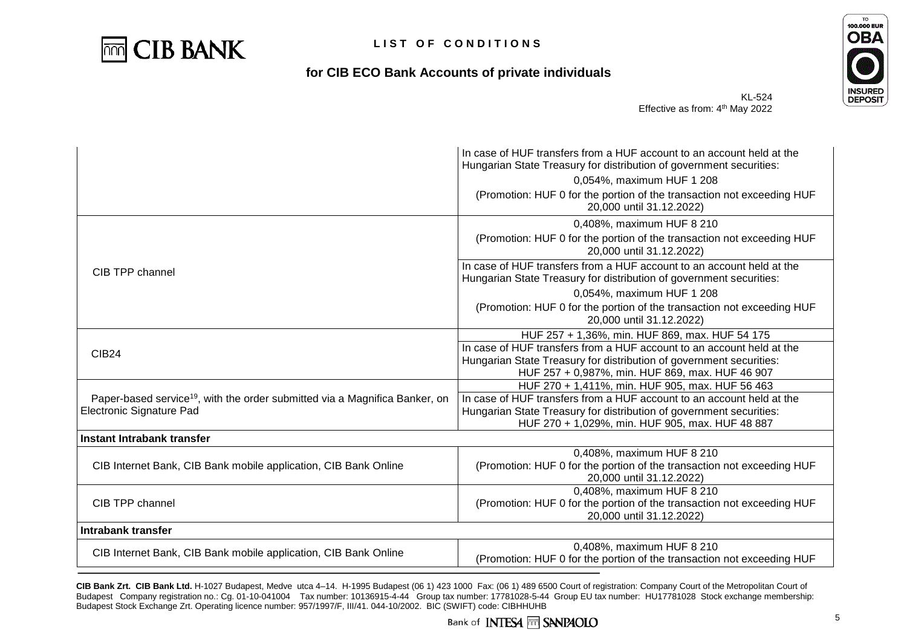| | |
|---|---|
| | In case of HUF transfers from a HUF account to an account held at the Hungarian State Treasury for distribution of government securities: 0,054%, maximum HUF 1 208 (Promotion: HUF 0 for the portion of the transaction not exceeding HUF 20,000 until 31.12.2022) |
| CIB TPP channel | 0,408%, maximum HUF 8 210 (Promotion: HUF 0 for the portion of the transaction not exceeding HUF 20,000 until 31.12.2022) |
| | In case of HUF transfers from a HUF account to an account held at the Hungarian State Treasury for distribution of government securities: 0,054%, maximum HUF 1 208 (Promotion: HUF 0 for the portion of the transaction not exceeding HUF 20,000 until 31.12.2022) |
| CIB24 | HUF 257 + 1,36%, min. HUF 869, max. HUF 54 175 |
| | In case of HUF transfers from a HUF account to an account held at the Hungarian State Treasury for distribution of government securities: HUF 257 + 0,987%, min. HUF 869, max. HUF 46 907 |
| Paper-based service[19], with the order submitted via a Magnifica Banker, on Electronic Signature Pad | HUF 270 + 1,411%, min. HUF 905, max. HUF 56 463 |
| | In case of HUF transfers from a HUF account to an account held at the Hungarian State Treasury for distribution of government securities: HUF 270 + 1,029%, min. HUF 905, max. HUF 48 887 |
| **Instant Intrabank transfer** | |
| CIB Internet Bank, CIB Bank mobile application, CIB Bank Online | 0,408%, maximum HUF 8 210 (Promotion: HUF 0 for the portion of the transaction not exceeding HUF 20,000 until 31.12.2022) |
| CIB TPP channel | 0,408%, maximum HUF 8 210 (Promotion: HUF 0 for the portion of the transaction not exceeding HUF 20,000 until 31.12.2022) |
| **Intrabank transfer** | |
| CIB Internet Bank, CIB Bank mobile application, CIB Bank Online | 0,408%, maximum HUF 8 210 (Promotion: HUF 0 for the portion of the transaction not exceeding HUF |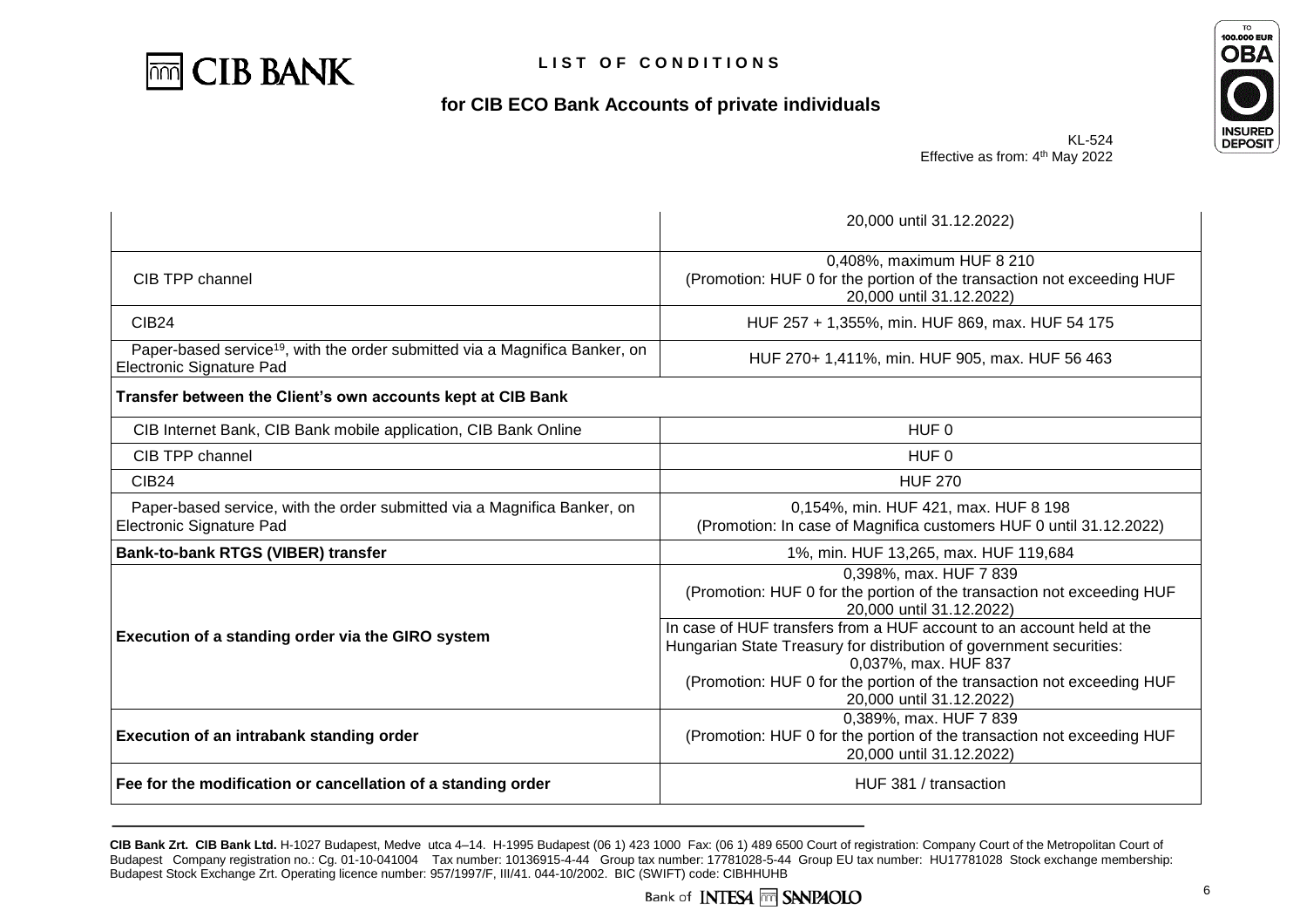| | |
|---|---|
| | 20,000 until 31.12.2022) |
| CIB TPP channel | 0,408%, maximum HUF 8 210<br>(Promotion: HUF 0 for the portion of the transaction not exceeding HUF 20,000 until 31.12.2022) |
| CIB24 | HUF 257 + 1,355%, min. HUF 869, max. HUF 54 175 |
| Paper-based service[19], with the order submitted via a Magnifica Banker, on Electronic Signature Pad | HUF 270+ 1,411%, min. HUF 905, max. HUF 56 463 |
| **Transfer between the Client's own accounts kept at CIB Bank** | |
| CIB Internet Bank, CIB Bank mobile application, CIB Bank Online | HUF 0 |
| CIB TPP channel | HUF 0 |
| CIB24 | HUF 270 |
| Paper-based service, with the order submitted via a Magnifica Banker, on Electronic Signature Pad | 0,154%, min. HUF 421, max. HUF 8 198<br>(Promotion: In case of Magnifica customers HUF 0 until 31.12.2022) |
| **Bank-to-bank RTGS (VIBER) transfer** | 1%, min. HUF 13,265, max. HUF 119,684 |
| **Execution of a standing order via the GIRO system** | 0,398%, max. HUF 7 839<br>(Promotion: HUF 0 for the portion of the transaction not exceeding HUF 20,000 until 31.12.2022)<br>In case of HUF transfers from a HUF account to an account held at the Hungarian State Treasury for distribution of government securities:<br>0,037%, max. HUF 837<br>(Promotion: HUF 0 for the portion of the transaction not exceeding HUF 20,000 until 31.12.2022) |
| **Execution of an intrabank standing order** | 0,389%, max. HUF 7 839<br>(Promotion: HUF 0 for the portion of the transaction not exceeding HUF 20,000 until 31.12.2022) |
| **Fee for the modification or cancellation of a standing order** | HUF 381 / transaction |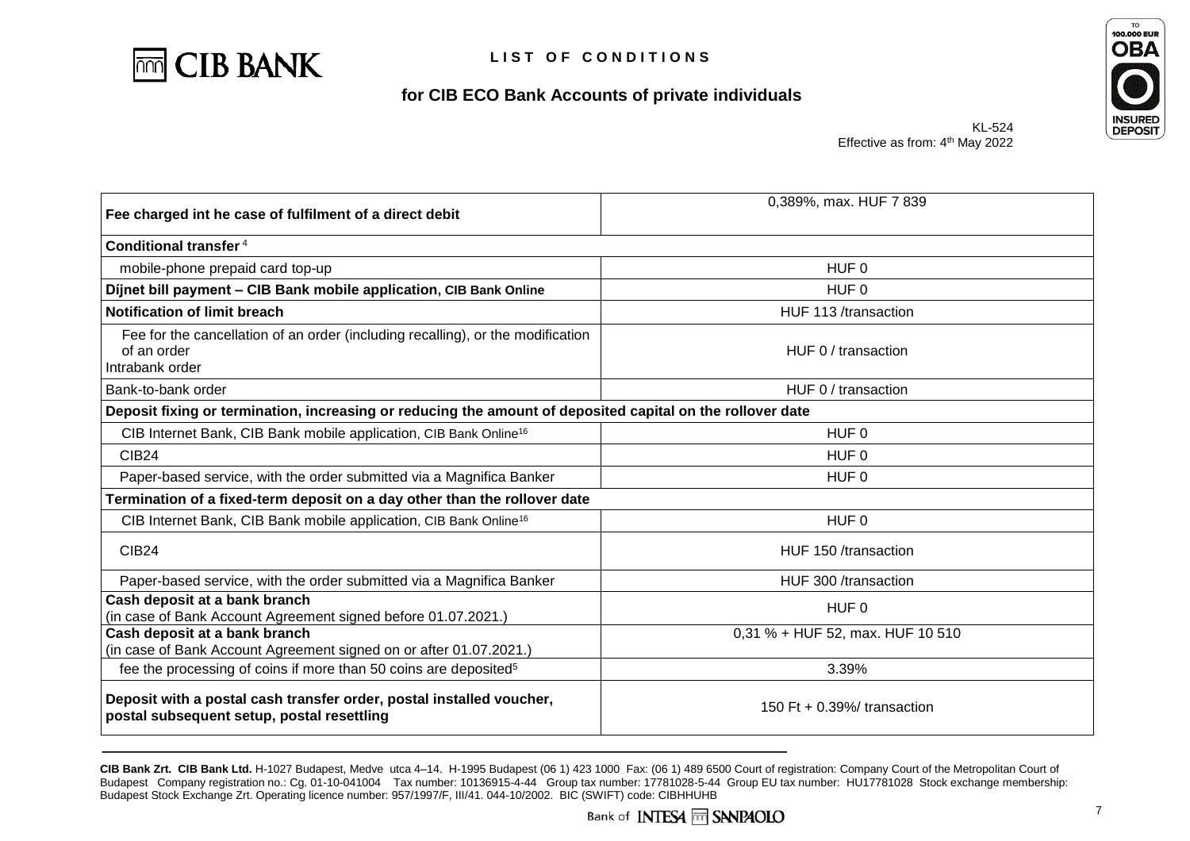# LIST OF CONDITIONS

## for CIB ECO Bank Accounts of private individuals

KL-524
Effective as from: 4th May 2022

| | |
|---|---|
| **Fee charged int he case of fulfilment of a direct debit** | 0,389%, max. HUF 7 839 |
| **Conditional transfer** [4] | |
| mobile-phone prepaid card top-up | HUF 0 |
| **Díjnet bill payment – CIB Bank mobile application, CIB Bank Online** | HUF 0 |
| **Notification of limit breach** | HUF 113 /transaction |
| Fee for the cancellation of an order (including recalling), or the modification of an order<br>Intrabank order | HUF 0 / transaction |
| Bank-to-bank order | HUF 0 / transaction |
| **Deposit fixing or termination, increasing or reducing the amount of deposited capital on the rollover date** | |
| CIB Internet Bank, CIB Bank mobile application, CIB Bank Online[16] | HUF 0 |
| CIB24 | HUF 0 |
| Paper-based service, with the order submitted via a Magnifica Banker | HUF 0 |
| **Termination of a fixed-term deposit on a day other than the rollover date** | |
| CIB Internet Bank, CIB Bank mobile application, CIB Bank Online[16] | HUF 0 |
| CIB24 | HUF 150 /transaction |
| Paper-based service, with the order submitted via a Magnifica Banker | HUF 300 /transaction |
| **Cash deposit at a bank branch**<br>(in case of Bank Account Agreement signed before 01.07.2021.) | HUF 0 |
| **Cash deposit at a bank branch**<br>(in case of Bank Account Agreement signed on or after 01.07.2021.) | 0,31 % + HUF 52, max. HUF 10 510 |
| fee the processing of coins if more than 50 coins are deposited[5] | 3.39% |
| **Deposit with a postal cash transfer order, postal installed voucher, postal subsequent setup, postal resettling** | 150 Ft + 0.39%/ transaction |

**CIB Bank Zrt. CIB Bank Ltd.** H-1027 Budapest, Medve utca 4–14. H-1995 Budapest (06 1) 423 1000 Fax: (06 1) 489 6500 Court of registration: Company Court of the Metropolitan Court of Budapest Company registration no.: Cg. 01-10-041004 Tax number: 10136915-4-44 Group tax number: 17781028-5-44 Group EU tax number: HU17781028 Stock exchange membership: Budapest Stock Exchange Zrt. Operating licence number: 957/1997/F, III/41. 044-10/2002. BIC (SWIFT) code: CIBHHUHB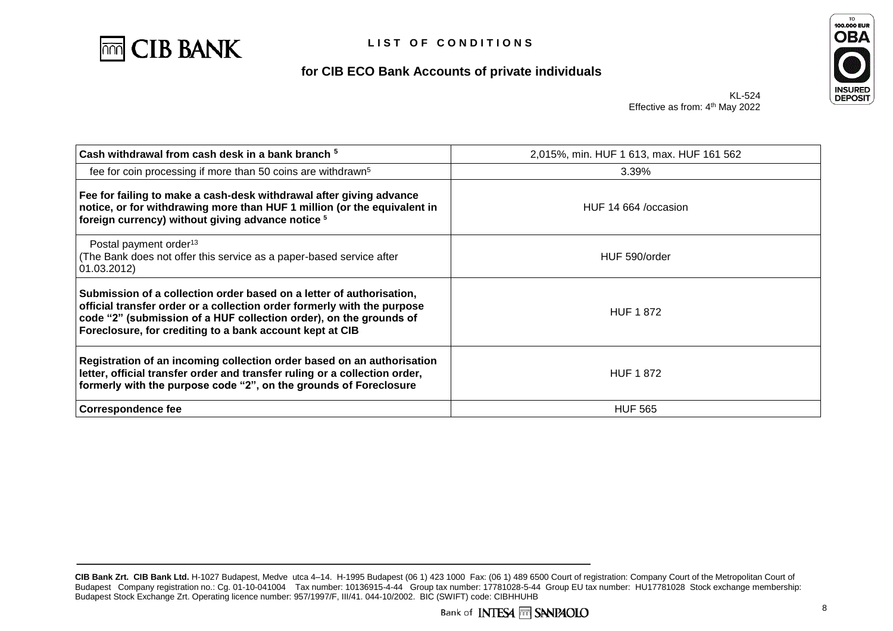# LIST OF CONDITIONS

## for CIB ECO Bank Accounts of private individuals

KL-524
Effective as from: 4th May 2022

| | |
|---|---|
| **Cash withdrawal from cash desk in a bank branch [5]** | 2,015%, min. HUF 1 613, max. HUF 161 562 |
| fee for coin processing if more than 50 coins are withdrawn[5] | 3.39% |
| **Fee for failing to make a cash-desk withdrawal after giving advance notice, or for withdrawing more than HUF 1 million (or the equivalent in foreign currency) without giving advance notice [5]** | HUF 14 664 /occasion |
| Postal payment order[13] (The Bank does not offer this service as a paper-based service after 01.03.2012) | HUF 590/order |
| **Submission of a collection order based on a letter of authorisation, official transfer order or a collection order formerly with the purpose code "2" (submission of a HUF collection order), on the grounds of Foreclosure, for crediting to a bank account kept at CIB** | HUF 1 872 |
| **Registration of an incoming collection order based on an authorisation letter, official transfer order and transfer ruling or a collection order, formerly with the purpose code "2", on the grounds of Foreclosure** | HUF 1 872 |
| **Correspondence fee** | HUF 565 |

**CIB Bank Zrt. CIB Bank Ltd.** H-1027 Budapest, Medve utca 4–14. H-1995 Budapest (06 1) 423 1000 Fax: (06 1) 489 6500 Court of registration: Company Court of the Metropolitan Court of Budapest Company registration no.: Cg. 01-10-041004 Tax number: 10136915-4-44 Group tax number: 17781028-5-44 Group EU tax number: HU17781028 Stock exchange membership: Budapest Stock Exchange Zrt. Operating licence number: 957/1997/F, III/41. 044-10/2002. BIC (SWIFT) code: CIBHHUHB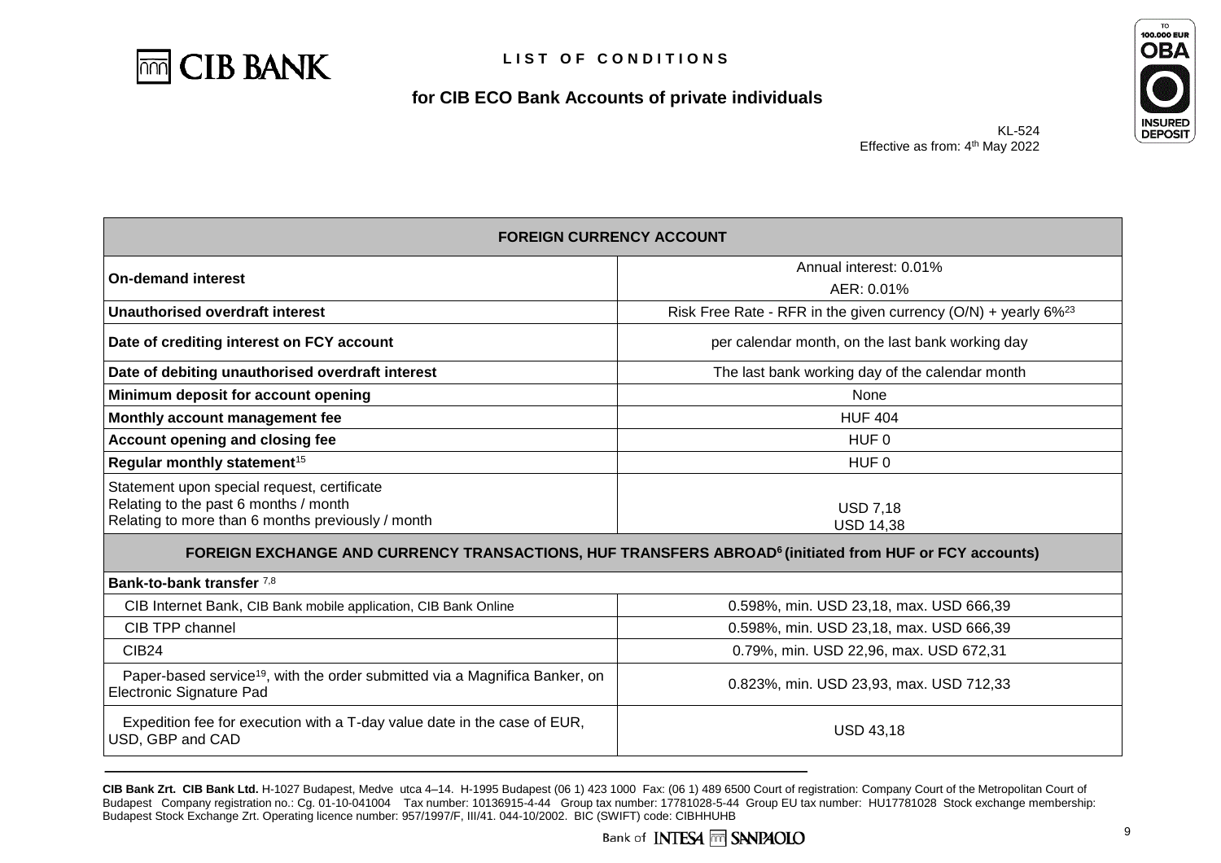# LIST OF CONDITIONS

## for CIB ECO Bank Accounts of private individuals

KL-524
Effective as from: 4th May 2022

| FOREIGN CURRENCY ACCOUNT | |
|---|---|
| **On-demand interest** | Annual interest: 0.01%<br>AER: 0.01% |
| **Unauthorised overdraft interest** | Risk Free Rate - RFR in the given currency (O/N) + yearly 6%[23] |
| **Date of crediting interest on FCY account** | per calendar month, on the last bank working day |
| **Date of debiting unauthorised overdraft interest** | The last bank working day of the calendar month |
| **Minimum deposit for account opening** | None |
| **Monthly account management fee** | HUF 404 |
| **Account opening and closing fee** | HUF 0 |
| **Regular monthly statement**[15] | HUF 0 |
| Statement upon special request, certificate<br>Relating to the past 6 months / month<br>Relating to more than 6 months previously / month | <br>USD 7,18<br>USD 14,38 |
| **FOREIGN EXCHANGE AND CURRENCY TRANSACTIONS, HUF TRANSFERS ABROAD[6] (initiated from HUF or FCY accounts)** | |
| **Bank-to-bank transfer** [7,8] | |
| CIB Internet Bank, CIB Bank mobile application, CIB Bank Online | 0.598%, min. USD 23,18, max. USD 666,39 |
| CIB TPP channel | 0.598%, min. USD 23,18, max. USD 666,39 |
| CIB24 | 0.79%, min. USD 22,96, max. USD 672,31 |
| Paper-based service[19], with the order submitted via a Magnifica Banker, on Electronic Signature Pad | 0.823%, min. USD 23,93, max. USD 712,33 |
| Expedition fee for execution with a T-day value date in the case of EUR, USD, GBP and CAD | USD 43,18 |

**CIB Bank Zrt. CIB Bank Ltd.** H-1027 Budapest, Medve utca 4–14. H-1995 Budapest (06 1) 423 1000 Fax: (06 1) 489 6500 Court of registration: Company Court of the Metropolitan Court of Budapest Company registration no.: Cg. 01-10-041004 Tax number: 10136915-4-44 Group tax number: 17781028-5-44 Group EU tax number: HU17781028 Stock exchange membership: Budapest Stock Exchange Zrt. Operating licence number: 957/1997/F, III/41. 044-10/2002. BIC (SWIFT) code: CIBHHUHB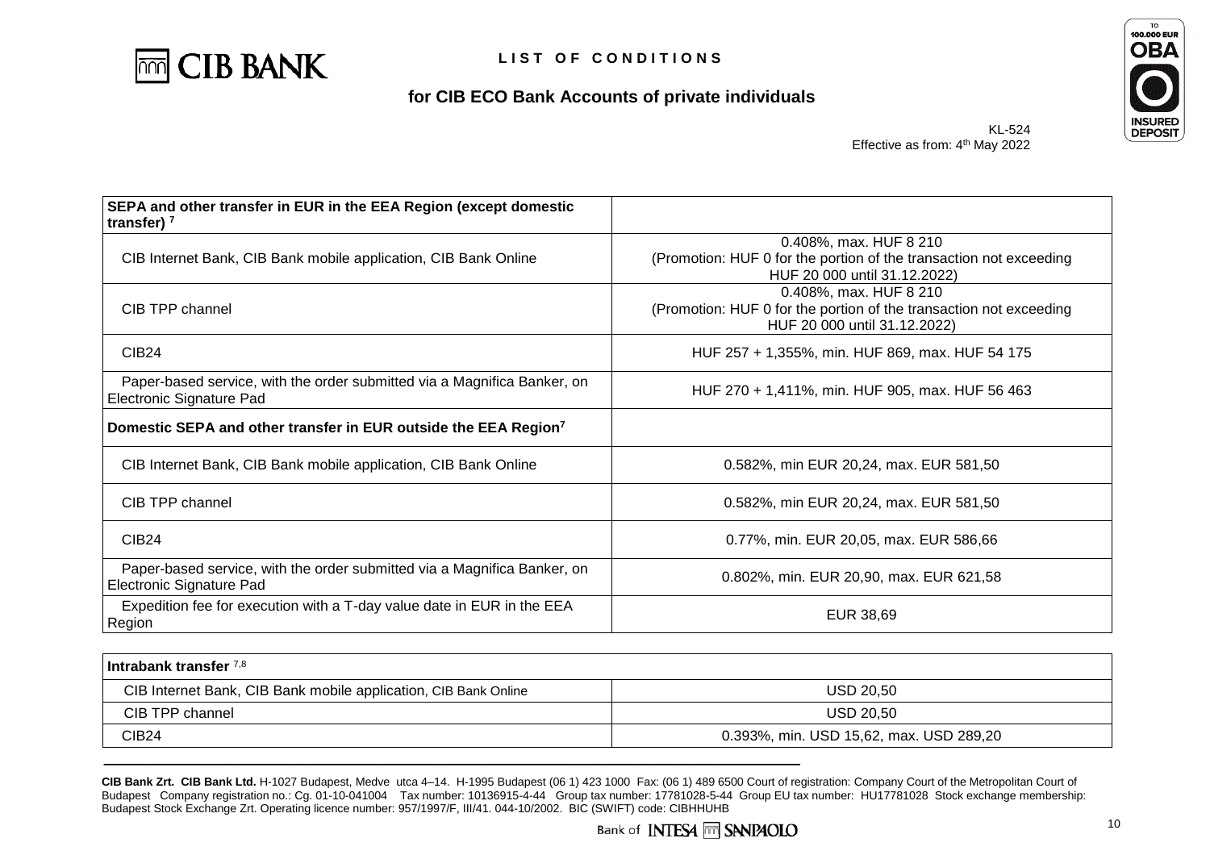# LIST OF CONDITIONS

## for CIB ECO Bank Accounts of private individuals

KL-524
Effective as from: 4th May 2022

| **SEPA and other transfer in EUR in the EEA Region (except domestic transfer)** [7] | |
|---|---|
| CIB Internet Bank, CIB Bank mobile application, CIB Bank Online | 0.408%, max. HUF 8 210 (Promotion: HUF 0 for the portion of the transaction not exceeding HUF 20 000 until 31.12.2022) |
| CIB TPP channel | 0.408%, max. HUF 8 210 (Promotion: HUF 0 for the portion of the transaction not exceeding HUF 20 000 until 31.12.2022) |
| CIB24 | HUF 257 + 1,355%, min. HUF 869, max. HUF 54 175 |
| Paper-based service, with the order submitted via a Magnifica Banker, on Electronic Signature Pad | HUF 270 + 1,411%, min. HUF 905, max. HUF 56 463 |
| **Domestic SEPA and other transfer in EUR outside the EEA Region**[7] | |
| CIB Internet Bank, CIB Bank mobile application, CIB Bank Online | 0.582%, min EUR 20,24, max. EUR 581,50 |
| CIB TPP channel | 0.582%, min EUR 20,24, max. EUR 581,50 |
| CIB24 | 0.77%, min. EUR 20,05, max. EUR 586,66 |
| Paper-based service, with the order submitted via a Magnifica Banker, on Electronic Signature Pad | 0.802%, min. EUR 20,90, max. EUR 621,58 |
| Expedition fee for execution with a T-day value date in EUR in the EEA Region | EUR 38,69 |

| **Intrabank transfer** [7,8] | |
|---|---|
| CIB Internet Bank, CIB Bank mobile application, CIB Bank Online | USD 20,50 |
| CIB TPP channel | USD 20,50 |
| CIB24 | 0.393%, min. USD 15,62, max. USD 289,20 |

**CIB Bank Zrt. CIB Bank Ltd.** H-1027 Budapest, Medve utca 4–14. H-1995 Budapest (06 1) 423 1000 Fax: (06 1) 489 6500 Court of registration: Company Court of the Metropolitan Court of Budapest Company registration no.: Cg. 01-10-041004 Tax number: 10136915-4-44 Group tax number: 17781028-5-44 Group EU tax number: HU17781028 Stock exchange membership: Budapest Stock Exchange Zrt. Operating licence number: 957/1997/F, III/41. 044-10/2002. BIC (SWIFT) code: CIBHHUHB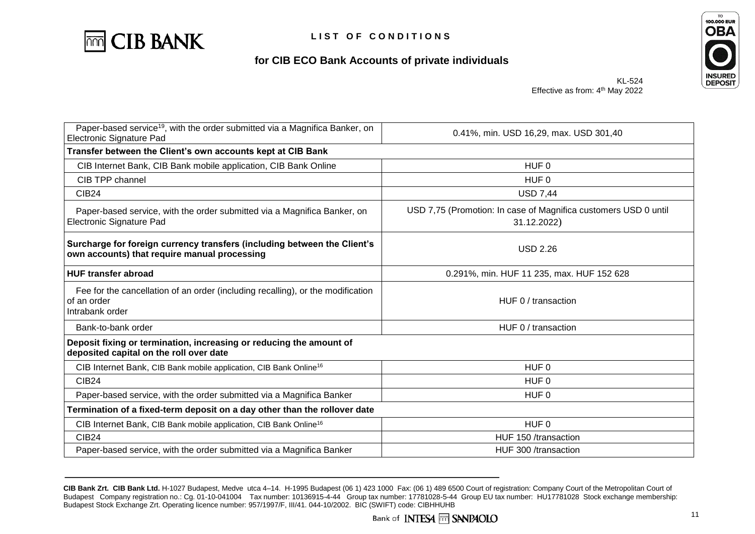| | |
|---|---|
| Paper-based service[19], with the order submitted via a Magnifica Banker, on Electronic Signature Pad | 0.41%, min. USD 16,29, max. USD 301,40 |
| **Transfer between the Client's own accounts kept at CIB Bank** | |
| CIB Internet Bank, CIB Bank mobile application, CIB Bank Online | HUF 0 |
| CIB TPP channel | HUF 0 |
| CIB24 | USD 7,44 |
| Paper-based service, with the order submitted via a Magnifica Banker, on Electronic Signature Pad | USD 7,75 (Promotion: In case of Magnifica customers USD 0 until 31.12.2022) |
| **Surcharge for foreign currency transfers (including between the Client's own accounts) that require manual processing** | USD 2.26 |
| **HUF transfer abroad** | 0.291%, min. HUF 11 235, max. HUF 152 628 |
| Fee for the cancellation of an order (including recalling), or the modification of an order<br>Intrabank order | HUF 0 / transaction |
| Bank-to-bank order | HUF 0 / transaction |
| **Deposit fixing or termination, increasing or reducing the amount of deposited capital on the roll over date** | |
| CIB Internet Bank, CIB Bank mobile application, CIB Bank Online[16] | HUF 0 |
| CIB24 | HUF 0 |
| Paper-based service, with the order submitted via a Magnifica Banker | HUF 0 |
| **Termination of a fixed-term deposit on a day other than the rollover date** | |
| CIB Internet Bank, CIB Bank mobile application, CIB Bank Online[16] | HUF 0 |
| CIB24 | HUF 150 /transaction |
| Paper-based service, with the order submitted via a Magnifica Banker | HUF 300 /transaction |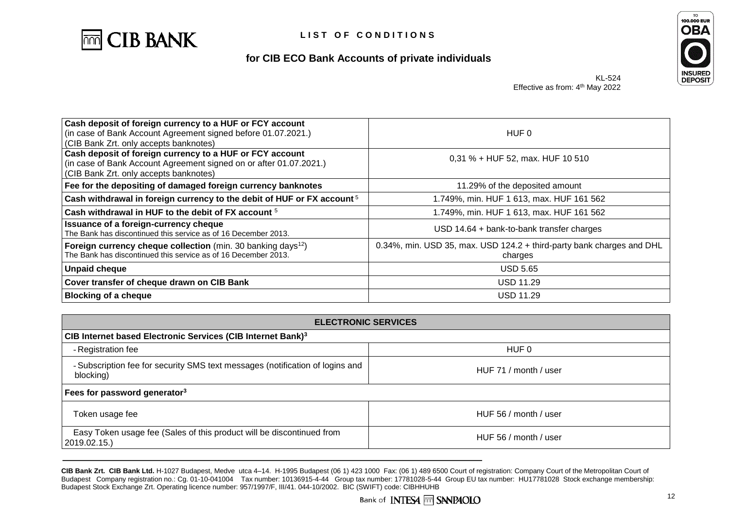# LIST OF CONDITIONS

## for CIB ECO Bank Accounts of private individuals

KL-524
Effective as from: 4th May 2022

| | |
|---|---|
| **Cash deposit of foreign currency to a HUF or FCY account** (in case of Bank Account Agreement signed before 01.07.2021.) (CIB Bank Zrt. only accepts banknotes) | HUF 0 |
| **Cash deposit of foreign currency to a HUF or FCY account** (in case of Bank Account Agreement signed on or after 01.07.2021.) (CIB Bank Zrt. only accepts banknotes) | 0,31 % + HUF 52, max. HUF 10 510 |
| **Fee for the depositing of damaged foreign currency banknotes** | 11.29% of the deposited amount |
| **Cash withdrawal in foreign currency to the debit of HUF or FX account** [5] | 1.749%, min. HUF 1 613, max. HUF 161 562 |
| **Cash withdrawal in HUF to the debit of FX account** [5] | 1.749%, min. HUF 1 613, max. HUF 161 562 |
| **Issuance of a foreign-currency cheque** The Bank has discontinued this service as of 16 December 2013. | USD 14.64 + bank-to-bank transfer charges |
| **Foreign currency cheque collection** (min. 30 banking days[12]) The Bank has discontinued this service as of 16 December 2013. | 0.34%, min. USD 35, max. USD 124.2 + third-party bank charges and DHL charges |
| **Unpaid cheque** | USD 5.65 |
| **Cover transfer of cheque drawn on CIB Bank** | USD 11.29 |
| **Blocking of a cheque** | USD 11.29 |

| **ELECTRONIC SERVICES** | |
|---|---|
| **CIB Internet based Electronic Services (CIB Internet Bank)[3]** | |
| - Registration fee | HUF 0 |
| - Subscription fee for security SMS text messages (notification of logins and blocking) | HUF 71 / month / user |
| **Fees for password generator[3]** | |
| Token usage fee | HUF 56 / month / user |
| Easy Token usage fee (Sales of this product will be discontinued from 2019.02.15.) | HUF 56 / month / user |

**CIB Bank Zrt. CIB Bank Ltd.** H-1027 Budapest, Medve utca 4–14. H-1995 Budapest (06 1) 423 1000 Fax: (06 1) 489 6500 Court of registration: Company Court of the Metropolitan Court of Budapest Company registration no.: Cg. 01-10-041004 Tax number: 10136915-4-44 Group tax number: 17781028-5-44 Group EU tax number: HU17781028 Stock exchange membership: Budapest Stock Exchange Zrt. Operating licence number: 957/1997/F, III/41. 044-10/2002. BIC (SWIFT) code: CIBHHUHB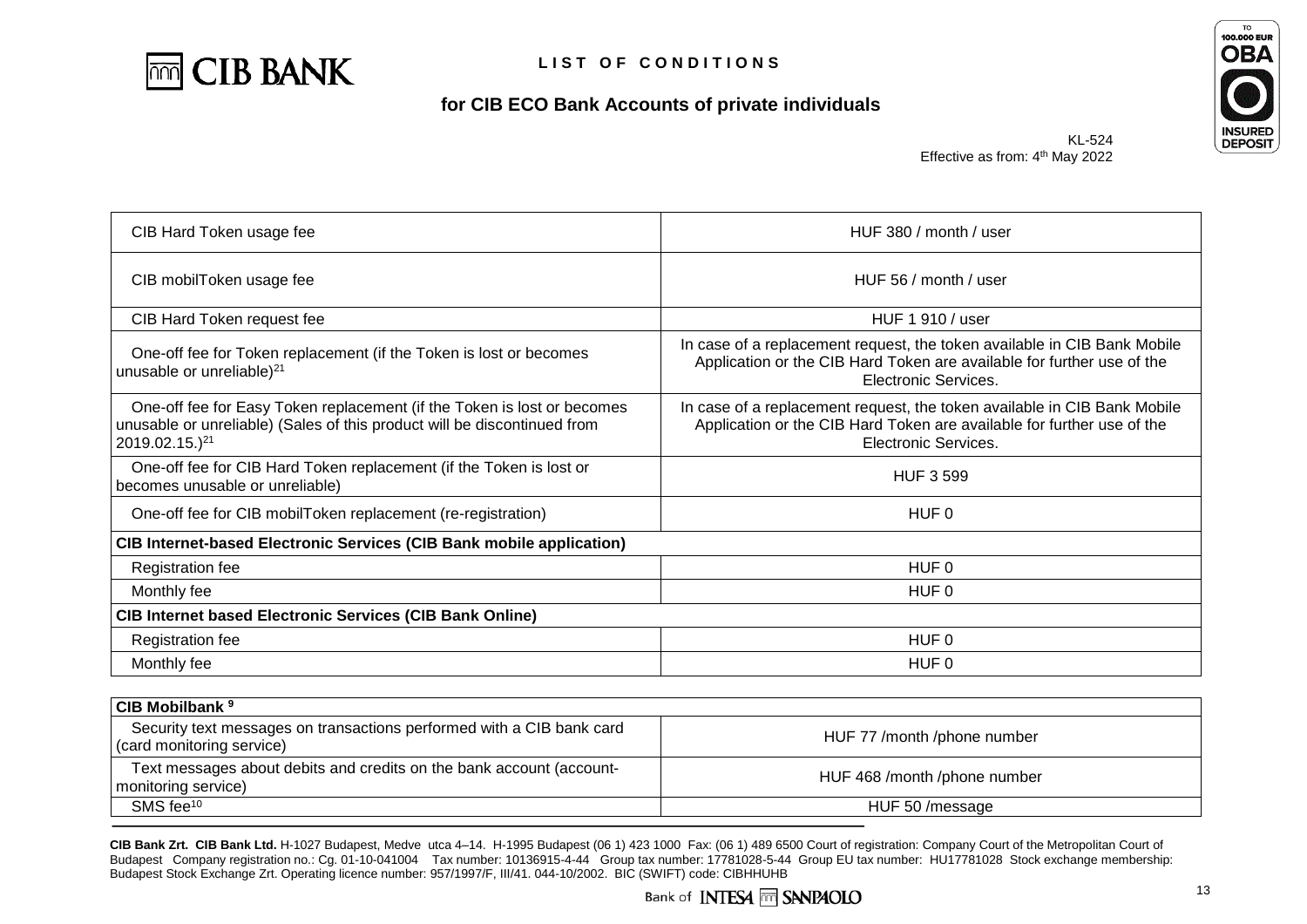| | |
|---|---|
| CIB Hard Token usage fee | HUF 380 / month / user |
| CIB mobilToken usage fee | HUF 56 / month / user |
| CIB Hard Token request fee | HUF 1 910 / user |
| One-off fee for Token replacement (if the Token is lost or becomes unusable or unreliable)[21] | In case of a replacement request, the token available in CIB Bank Mobile Application or the CIB Hard Token are available for further use of the Electronic Services. |
| One-off fee for Easy Token replacement (if the Token is lost or becomes unusable or unreliable) (Sales of this product will be discontinued from 2019.02.15.)[21] | In case of a replacement request, the token available in CIB Bank Mobile Application or the CIB Hard Token are available for further use of the Electronic Services. |
| One-off fee for CIB Hard Token replacement (if the Token is lost or becomes unusable or unreliable) | HUF 3 599 |
| One-off fee for CIB mobilToken replacement (re-registration) | HUF 0 |
| **CIB Internet-based Electronic Services (CIB Bank mobile application)** | |
| Registration fee | HUF 0 |
| Monthly fee | HUF 0 |
| **CIB Internet based Electronic Services (CIB Bank Online)** | |
| Registration fee | HUF 0 |
| Monthly fee | HUF 0 |

| **CIB Mobilbank [9]** | |
|---|---|
| Security text messages on transactions performed with a CIB bank card (card monitoring service) | HUF 77 /month /phone number |
| Text messages about debits and credits on the bank account (account-monitoring service) | HUF 468 /month /phone number |
| SMS fee[10] | HUF 50 /message |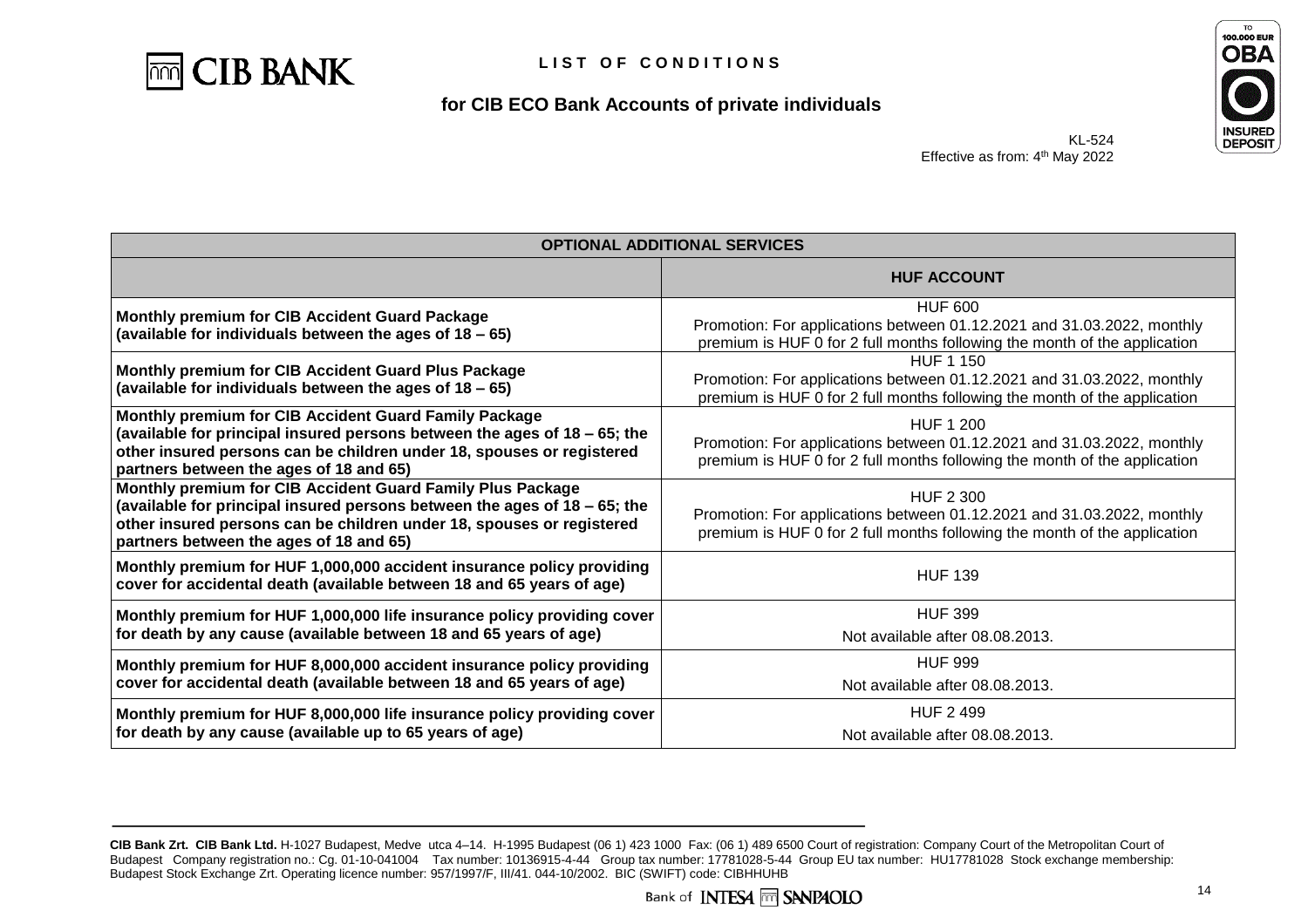**LIST OF CONDITIONS**

**for CIB ECO Bank Accounts of private individuals**

KL-524
Effective as from: 4th May 2022

| OPTIONAL ADDITIONAL SERVICES | |
|---|---|
| | **HUF ACCOUNT** |
| **Monthly premium for CIB Accident Guard Package (available for individuals between the ages of 18 – 65)** | HUF 600<br>Promotion: For applications between 01.12.2021 and 31.03.2022, monthly premium is HUF 0 for 2 full months following the month of the application |
| **Monthly premium for CIB Accident Guard Plus Package (available for individuals between the ages of 18 – 65)** | HUF 1 150<br>Promotion: For applications between 01.12.2021 and 31.03.2022, monthly premium is HUF 0 for 2 full months following the month of the application |
| **Monthly premium for CIB Accident Guard Family Package (available for principal insured persons between the ages of 18 – 65; the other insured persons can be children under 18, spouses or registered partners between the ages of 18 and 65)** | HUF 1 200<br>Promotion: For applications between 01.12.2021 and 31.03.2022, monthly premium is HUF 0 for 2 full months following the month of the application |
| **Monthly premium for CIB Accident Guard Family Plus Package (available for principal insured persons between the ages of 18 – 65; the other insured persons can be children under 18, spouses or registered partners between the ages of 18 and 65)** | HUF 2 300<br>Promotion: For applications between 01.12.2021 and 31.03.2022, monthly premium is HUF 0 for 2 full months following the month of the application |
| **Monthly premium for HUF 1,000,000 accident insurance policy providing cover for accidental death (available between 18 and 65 years of age)** | HUF 139 |
| **Monthly premium for HUF 1,000,000 life insurance policy providing cover for death by any cause (available between 18 and 65 years of age)** | HUF 399<br>Not available after 08.08.2013. |
| **Monthly premium for HUF 8,000,000 accident insurance policy providing cover for accidental death (available between 18 and 65 years of age)** | HUF 999<br>Not available after 08.08.2013. |
| **Monthly premium for HUF 8,000,000 life insurance policy providing cover for death by any cause (available up to 65 years of age)** | HUF 2 499<br>Not available after 08.08.2013. |

**CIB Bank Zrt. CIB Bank Ltd.** H-1027 Budapest, Medve utca 4–14. H-1995 Budapest (06 1) 423 1000 Fax: (06 1) 489 6500 Court of registration: Company Court of the Metropolitan Court of Budapest Company registration no.: Cg. 01-10-041004 Tax number: 10136915-4-44 Group tax number: 17781028-5-44 Group EU tax number: HU17781028 Stock exchange membership: Budapest Stock Exchange Zrt. Operating licence number: 957/1997/F, III/41. 044-10/2002. BIC (SWIFT) code: CIBHHUHB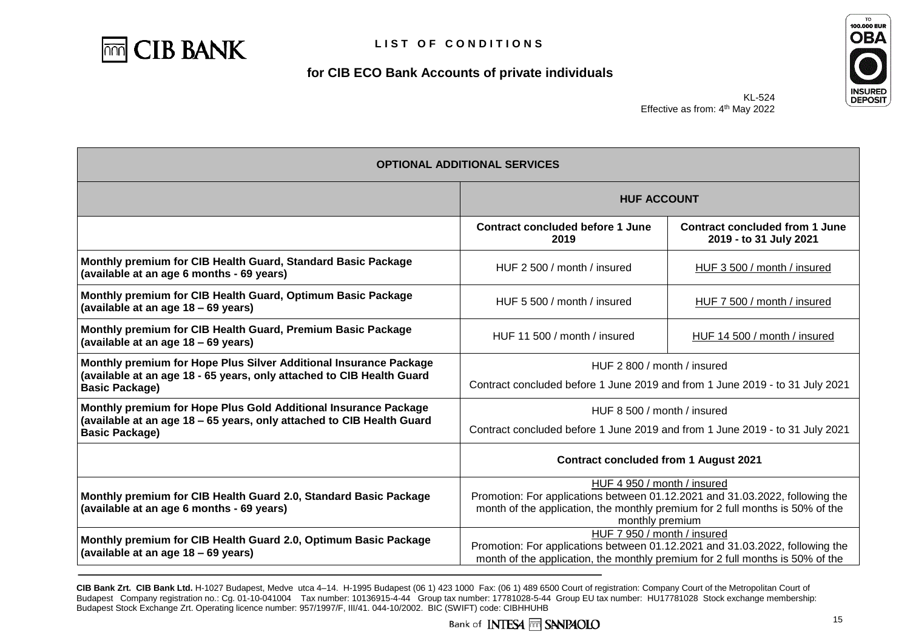# LIST OF CONDITIONS

## for CIB ECO Bank Accounts of private individuals

KL-524
Effective as from: 4th May 2022

| OPTIONAL ADDITIONAL SERVICES | | |
|---|---|---|
| | HUF ACCOUNT | |
| | Contract concluded before 1 June 2019 | Contract concluded from 1 June 2019 - to 31 July 2021 |
| **Monthly premium for CIB Health Guard, Standard Basic Package (available at an age 6 months - 69 years)** | HUF 2 500 / month / insured | HUF 3 500 / month / insured |
| **Monthly premium for CIB Health Guard, Optimum Basic Package (available at an age 18 – 69 years)** | HUF 5 500 / month / insured | HUF 7 500 / month / insured |
| **Monthly premium for CIB Health Guard, Premium Basic Package (available at an age 18 – 69 years)** | HUF 11 500 / month / insured | HUF 14 500 / month / insured |
| **Monthly premium for Hope Plus Silver Additional Insurance Package (available at an age 18 - 65 years, only attached to CIB Health Guard Basic Package)** | HUF 2 800 / month / insured<br>Contract concluded before 1 June 2019 and from 1 June 2019 - to 31 July 2021 | |
| **Monthly premium for Hope Plus Gold Additional Insurance Package (available at an age 18 – 65 years, only attached to CIB Health Guard Basic Package)** | HUF 8 500 / month / insured<br>Contract concluded before 1 June 2019 and from 1 June 2019 - to 31 July 2021 | |
| | **Contract concluded from 1 August 2021** | |
| **Monthly premium for CIB Health Guard 2.0, Standard Basic Package (available at an age 6 months - 69 years)** | HUF 4 950 / month / insured<br>Promotion: For applications between 01.12.2021 and 31.03.2022, following the month of the application, the monthly premium for 2 full months is 50% of the monthly premium | |
| **Monthly premium for CIB Health Guard 2.0, Optimum Basic Package (available at an age 18 – 69 years)** | HUF 7 950 / month / insured<br>Promotion: For applications between 01.12.2021 and 31.03.2022, following the month of the application, the monthly premium for 2 full months is 50% of the | |

**CIB Bank Zrt. CIB Bank Ltd.** H-1027 Budapest, Medve utca 4–14. H-1995 Budapest (06 1) 423 1000 Fax: (06 1) 489 6500 Court of registration: Company Court of the Metropolitan Court of Budapest Company registration no.: Cg. 01-10-041004 Tax number: 10136915-4-44 Group tax number: 17781028-5-44 Group EU tax number: HU17781028 Stock exchange membership: Budapest Stock Exchange Zrt. Operating licence number: 957/1997/F, III/41. 044-10/2002. BIC (SWIFT) code: CIBHHUHB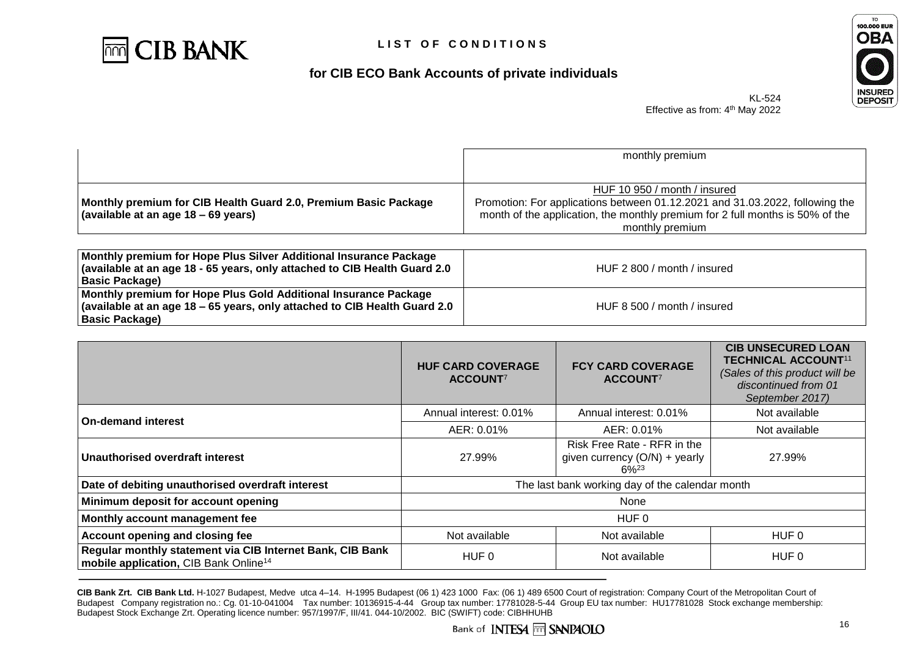| | |
|---|---|
| | monthly premium |
| **Monthly premium for CIB Health Guard 2.0, Premium Basic Package (available at an age 18 – 69 years)** | HUF 10 950 / month / insured<br>Promotion: For applications between 01.12.2021 and 31.03.2022, following the month of the application, the monthly premium for 2 full months is 50% of the monthly premium |

| | |
|---|---|
| **Monthly premium for Hope Plus Silver Additional Insurance Package (available at an age 18 - 65 years, only attached to CIB Health Guard 2.0 Basic Package)** | HUF 2 800 / month / insured |
| **Monthly premium for Hope Plus Gold Additional Insurance Package (available at an age 18 – 65 years, only attached to CIB Health Guard 2.0 Basic Package)** | HUF 8 500 / month / insured |

| | **HUF CARD COVERAGE ACCOUNT**[7] | **FCY CARD COVERAGE ACCOUNT**[7] | **CIB UNSECURED LOAN TECHNICAL ACCOUNT**[11] *(Sales of this product will be discontinued from 01 September 2017)* |
|---|---|---|---|
| **On-demand interest** | Annual interest: 0.01% | Annual interest: 0.01% | Not available |
| | AER: 0.01% | AER: 0.01% | Not available |
| **Unauthorised overdraft interest** | 27.99% | Risk Free Rate - RFR in the given currency (O/N) + yearly 6%[23] | 27.99% |
| **Date of debiting unauthorised overdraft interest** | The last bank working day of the calendar month | | |
| **Minimum deposit for account opening** | None | | |
| **Monthly account management fee** | HUF 0 | | |
| **Account opening and closing fee** | Not available | Not available | HUF 0 |
| **Regular monthly statement via CIB Internet Bank, CIB Bank mobile application,** CIB Bank Online[14] | HUF 0 | Not available | HUF 0 |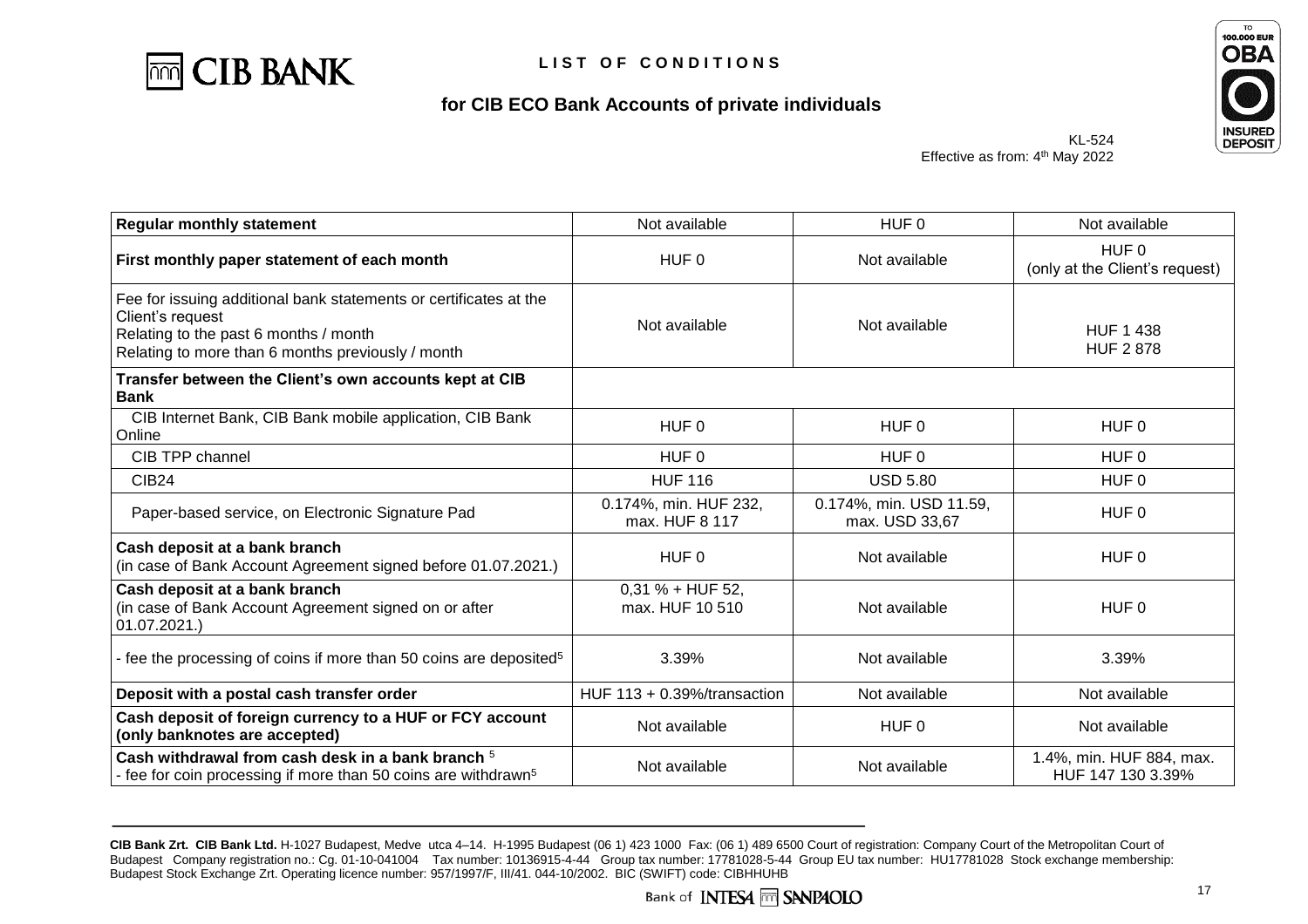# LIST OF CONDITIONS

## for CIB ECO Bank Accounts of private individuals

KL-524
Effective as from: 4th May 2022

| | | | |
|---|---|---|---|
| **Regular monthly statement** | Not available | HUF 0 | Not available |
| **First monthly paper statement of each month** | HUF 0 | Not available | HUF 0 (only at the Client's request) |
| Fee for issuing additional bank statements or certificates at the Client's request<br>Relating to the past 6 months / month<br>Relating to more than 6 months previously / month | Not available | Not available | HUF 1 438<br>HUF 2 878 |
| **Transfer between the Client's own accounts kept at CIB Bank** | | | |
| CIB Internet Bank, CIB Bank mobile application, CIB Bank Online | HUF 0 | HUF 0 | HUF 0 |
| CIB TPP channel | HUF 0 | HUF 0 | HUF 0 |
| CIB24 | HUF 116 | USD 5.80 | HUF 0 |
| Paper-based service, on Electronic Signature Pad | 0.174%, min. HUF 232, max. HUF 8 117 | 0.174%, min. USD 11.59, max. USD 33,67 | HUF 0 |
| **Cash deposit at a bank branch**<br>(in case of Bank Account Agreement signed before 01.07.2021.) | HUF 0 | Not available | HUF 0 |
| **Cash deposit at a bank branch**<br>(in case of Bank Account Agreement signed on or after 01.07.2021.) | 0,31 % + HUF 52, max. HUF 10 510 | Not available | HUF 0 |
| - fee the processing of coins if more than 50 coins are deposited[5] | 3.39% | Not available | 3.39% |
| **Deposit with a postal cash transfer order** | HUF 113 + 0.39%/transaction | Not available | Not available |
| **Cash deposit of foreign currency to a HUF or FCY account (only banknotes are accepted)** | Not available | HUF 0 | Not available |
| **Cash withdrawal from cash desk in a bank branch** [5]<br>- fee for coin processing if more than 50 coins are withdrawn[5] | Not available | Not available | 1.4%, min. HUF 884, max. HUF 147 130 3.39% |

**CIB Bank Zrt. CIB Bank Ltd.** H-1027 Budapest, Medve utca 4–14. H-1995 Budapest (06 1) 423 1000 Fax: (06 1) 489 6500 Court of registration: Company Court of the Metropolitan Court of Budapest Company registration no.: Cg. 01-10-041004 Tax number: 10136915-4-44 Group tax number: 17781028-5-44 Group EU tax number: HU17781028 Stock exchange membership: Budapest Stock Exchange Zrt. Operating licence number: 957/1997/F, III/41. 044-10/2002. BIC (SWIFT) code: CIBHHUHB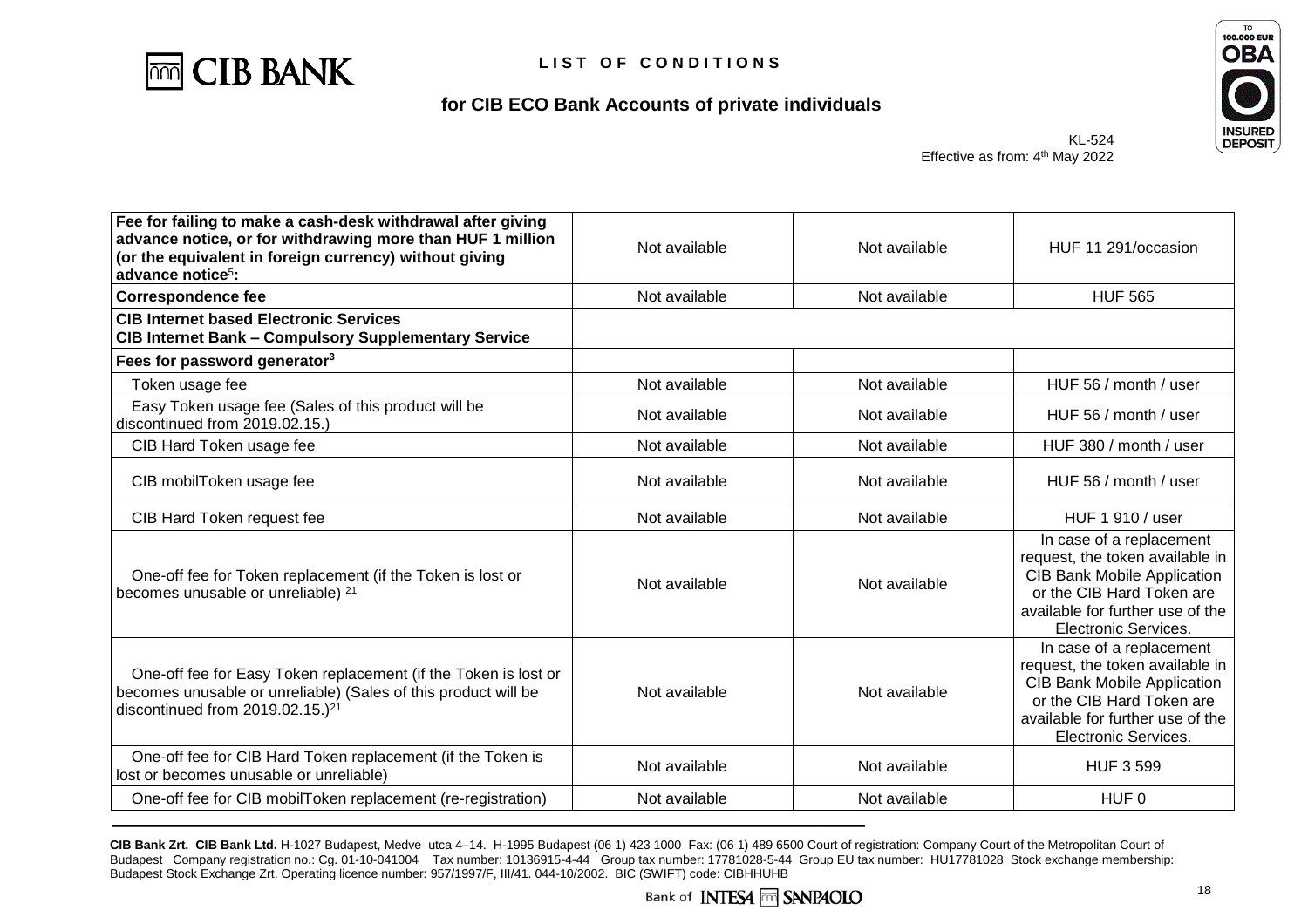# LIST OF CONDITIONS

## for CIB ECO Bank Accounts of private individuals

KL-524
Effective as from: 4th May 2022

| | | | |
|---|---|---|---|
| **Fee for failing to make a cash-desk withdrawal after giving advance notice, or for withdrawing more than HUF 1 million (or the equivalent in foreign currency) without giving advance notice[5]:** | Not available | Not available | HUF 11 291/occasion |
| **Correspondence fee** | Not available | Not available | HUF 565 |
| **CIB Internet based Electronic Services CIB Internet Bank – Compulsory Supplementary Service** | | | |
| **Fees for password generator[3]** | | | |
| Token usage fee | Not available | Not available | HUF 56 / month / user |
| Easy Token usage fee (Sales of this product will be discontinued from 2019.02.15.) | Not available | Not available | HUF 56 / month / user |
| CIB Hard Token usage fee | Not available | Not available | HUF 380 / month / user |
| CIB mobilToken usage fee | Not available | Not available | HUF 56 / month / user |
| CIB Hard Token request fee | Not available | Not available | HUF 1 910 / user |
| One-off fee for Token replacement (if the Token is lost or becomes unusable or unreliable) [21] | Not available | Not available | In case of a replacement request, the token available in CIB Bank Mobile Application or the CIB Hard Token are available for further use of the Electronic Services. |
| One-off fee for Easy Token replacement (if the Token is lost or becomes unusable or unreliable) (Sales of this product will be discontinued from 2019.02.15.)[21] | Not available | Not available | In case of a replacement request, the token available in CIB Bank Mobile Application or the CIB Hard Token are available for further use of the Electronic Services. |
| One-off fee for CIB Hard Token replacement (if the Token is lost or becomes unusable or unreliable) | Not available | Not available | HUF 3 599 |
| One-off fee for CIB mobilToken replacement (re-registration) | Not available | Not available | HUF 0 |

**CIB Bank Zrt. CIB Bank Ltd.** H-1027 Budapest, Medve utca 4–14. H-1995 Budapest (06 1) 423 1000 Fax: (06 1) 489 6500 Court of registration: Company Court of the Metropolitan Court of Budapest Company registration no.: Cg. 01-10-041004 Tax number: 10136915-4-44 Group tax number: 17781028-5-44 Group EU tax number: HU17781028 Stock exchange membership: Budapest Stock Exchange Zrt. Operating licence number: 957/1997/F, III/41. 044-10/2002. BIC (SWIFT) code: CIBHHUHB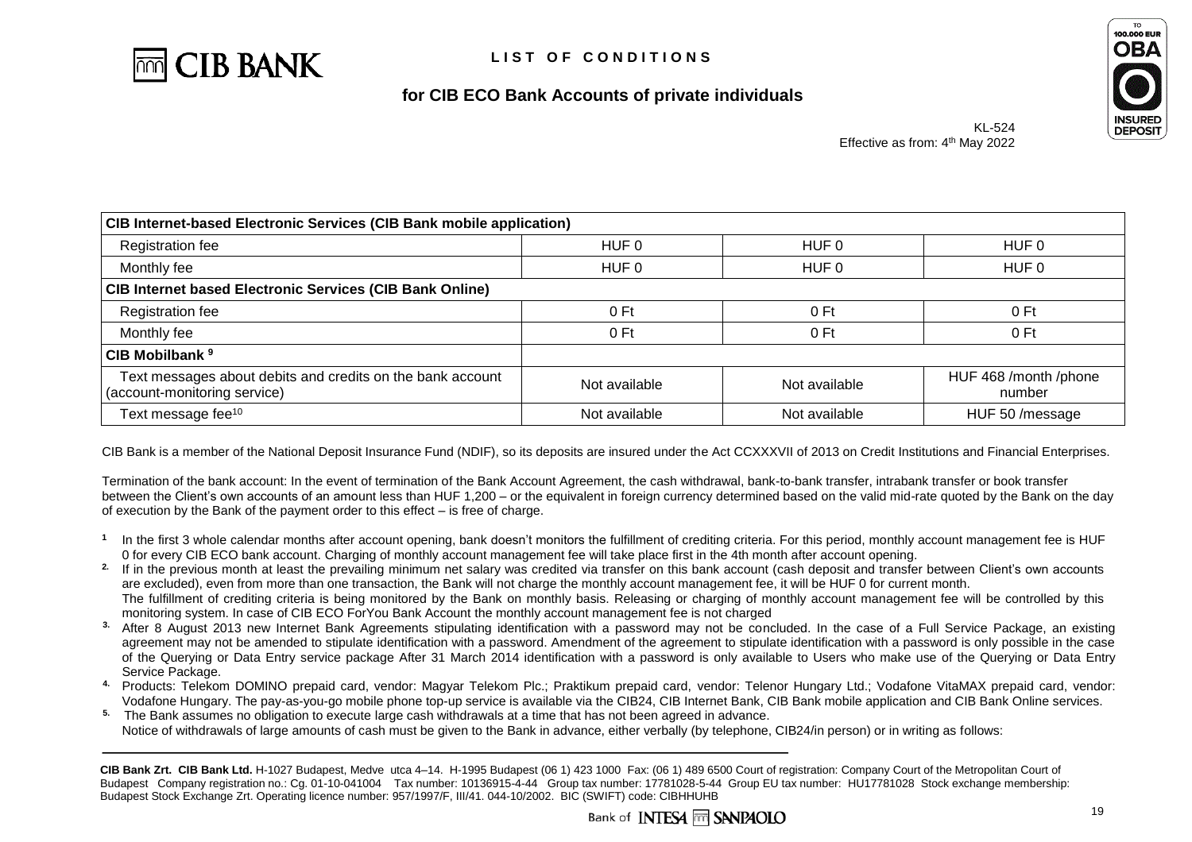# LIST OF CONDITIONS

## for CIB ECO Bank Accounts of private individuals

KL-524
Effective as from: 4th May 2022

| CIB Internet-based Electronic Services (CIB Bank mobile application) | | | |
|---|---|---|---|
| Registration fee | HUF 0 | HUF 0 | HUF 0 |
| Monthly fee | HUF 0 | HUF 0 | HUF 0 |
| **CIB Internet based Electronic Services (CIB Bank Online)** | | | |
| Registration fee | 0 Ft | 0 Ft | 0 Ft |
| Monthly fee | 0 Ft | 0 Ft | 0 Ft |
| **CIB Mobilbank [9]** | | | |
| Text messages about debits and credits on the bank account (account-monitoring service) | Not available | Not available | HUF 468 /month /phone number |
| Text message fee[10] | Not available | Not available | HUF 50 /message |

CIB Bank is a member of the National Deposit Insurance Fund (NDIF), so its deposits are insured under the Act CCXXXVII of 2013 on Credit Institutions and Financial Enterprises.

Termination of the bank account: In the event of termination of the Bank Account Agreement, the cash withdrawal, bank-to-bank transfer, intrabank transfer or book transfer between the Client's own accounts of an amount less than HUF 1,200 – or the equivalent in foreign currency determined based on the valid mid-rate quoted by the Bank on the day of execution by the Bank of the payment order to this effect – is free of charge.

[1] In the first 3 whole calendar months after account opening, bank doesn't monitors the fulfillment of crediting criteria. For this period, monthly account management fee is HUF 0 for every CIB ECO bank account. Charging of monthly account management fee will take place first in the 4th month after account opening.

[2.] If in the previous month at least the prevailing minimum net salary was credited via transfer on this bank account (cash deposit and transfer between Client's own accounts are excluded), even from more than one transaction, the Bank will not charge the monthly account management fee, it will be HUF 0 for current month.
The fulfillment of crediting criteria is being monitored by the Bank on monthly basis. Releasing or charging of monthly account management fee will be controlled by this monitoring system. In case of CIB ECO ForYou Bank Account the monthly account management fee is not charged

[3.] After 8 August 2013 new Internet Bank Agreements stipulating identification with a password may not be concluded. In the case of a Full Service Package, an existing agreement may not be amended to stipulate identification with a password. Amendment of the agreement to stipulate identification with a password is only possible in the case of the Querying or Data Entry service package After 31 March 2014 identification with a password is only available to Users who make use of the Querying or Data Entry Service Package.

[4.] Products: Telekom DOMINO prepaid card, vendor: Magyar Telekom Plc.; Praktikum prepaid card, vendor: Telenor Hungary Ltd.; Vodafone VitaMAX prepaid card, vendor: Vodafone Hungary. The pay-as-you-go mobile phone top-up service is available via the CIB24, CIB Internet Bank, CIB Bank mobile application and CIB Bank Online services.

[5.] The Bank assumes no obligation to execute large cash withdrawals at a time that has not been agreed in advance.
Notice of withdrawals of large amounts of cash must be given to the Bank in advance, either verbally (by telephone, CIB24/in person) or in writing as follows: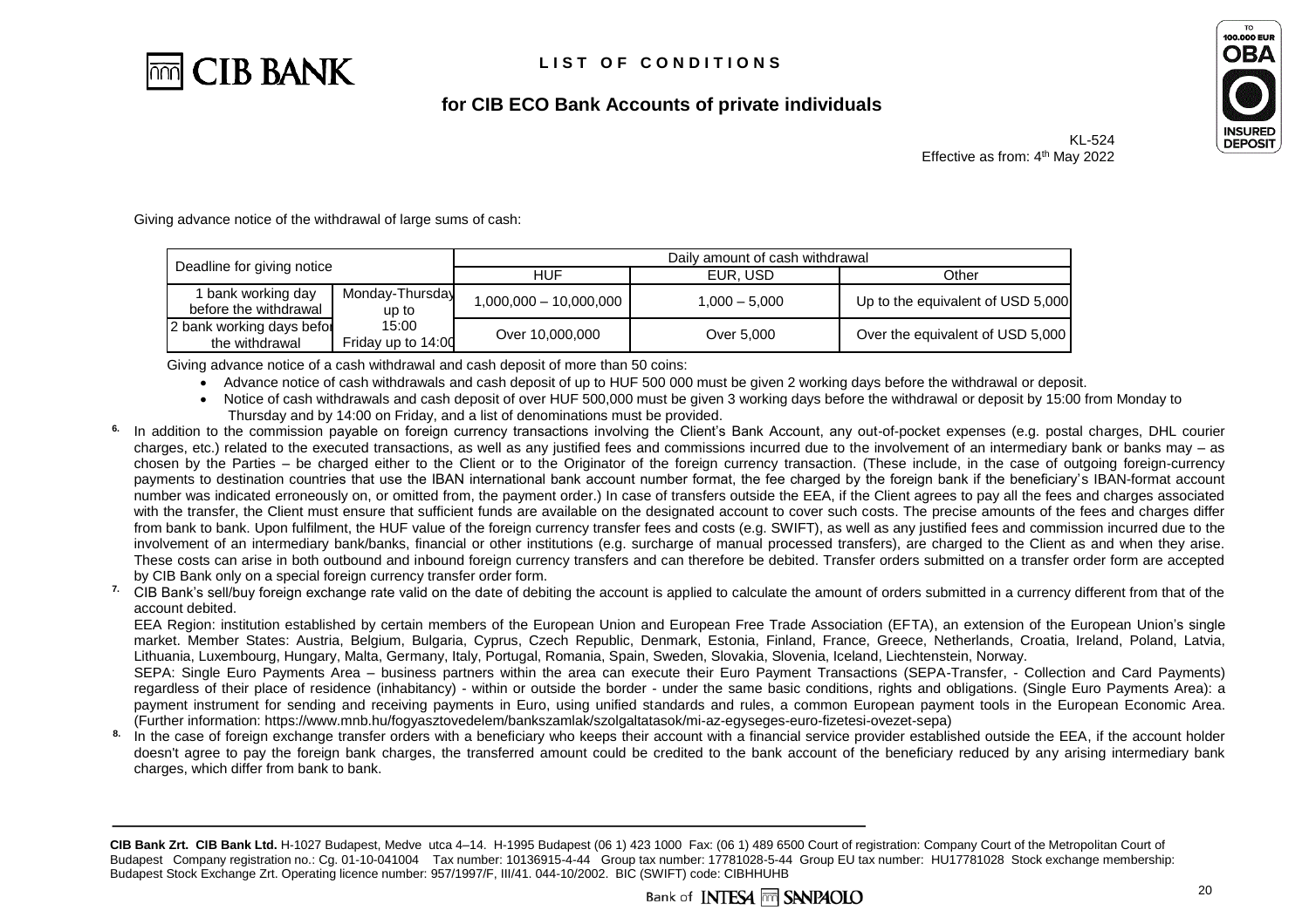Giving advance notice of the withdrawal of large sums of cash:

| Deadline for giving notice | | Daily amount of cash withdrawal | | |
|---|---|---|---|---|
| | | HUF | EUR, USD | Other |
| 1 bank working day before the withdrawal | Monday-Thursday up to 15:00 Friday up to 14:00 | 1,000,000 – 10,000,000 | 1,000 – 5,000 | Up to the equivalent of USD 5,000 |
| 2 bank working days before the withdrawal | | Over 10,000,000 | Over 5,000 | Over the equivalent of USD 5,000 |

Giving advance notice of a cash withdrawal and cash deposit of more than 50 coins:

- Advance notice of cash withdrawals and cash deposit of up to HUF 500 000 must be given 2 working days before the withdrawal or deposit.
- Notice of cash withdrawals and cash deposit of over HUF 500,000 must be given 3 working days before the withdrawal or deposit by 15:00 from Monday to Thursday and by 14:00 on Friday, and a list of denominations must be provided.

[6] In addition to the commission payable on foreign currency transactions involving the Client's Bank Account, any out-of-pocket expenses (e.g. postal charges, DHL courier charges, etc.) related to the executed transactions, as well as any justified fees and commissions incurred due to the involvement of an intermediary bank or banks may – as chosen by the Parties – be charged either to the Client or to the Originator of the foreign currency transaction. (These include, in the case of outgoing foreign-currency payments to destination countries that use the IBAN international bank account number format, the fee charged by the foreign bank if the beneficiary's IBAN-format account number was indicated erroneously on, or omitted from, the payment order.) In case of transfers outside the EEA, if the Client agrees to pay all the fees and charges associated with the transfer, the Client must ensure that sufficient funds are available on the designated account to cover such costs. The precise amounts of the fees and charges differ from bank to bank. Upon fulfilment, the HUF value of the foreign currency transfer fees and costs (e.g. SWIFT), as well as any justified fees and commission incurred due to the involvement of an intermediary bank/banks, financial or other institutions (e.g. surcharge of manual processed transfers), are charged to the Client as and when they arise. These costs can arise in both outbound and inbound foreign currency transfers and can therefore be debited. Transfer orders submitted on a transfer order form are accepted by CIB Bank only on a special foreign currency transfer order form.

[7] CIB Bank's sell/buy foreign exchange rate valid on the date of debiting the account is applied to calculate the amount of orders submitted in a currency different from that of the account debited.

EEA Region: institution established by certain members of the European Union and European Free Trade Association (EFTA), an extension of the European Union's single market. Member States: Austria, Belgium, Bulgaria, Cyprus, Czech Republic, Denmark, Estonia, Finland, France, Greece, Netherlands, Croatia, Ireland, Poland, Latvia, Lithuania, Luxembourg, Hungary, Malta, Germany, Italy, Portugal, Romania, Spain, Sweden, Slovakia, Slovenia, Iceland, Liechtenstein, Norway.

SEPA: Single Euro Payments Area – business partners within the area can execute their Euro Payment Transactions (SEPA-Transfer, - Collection and Card Payments) regardless of their place of residence (inhabitancy) - within or outside the border - under the same basic conditions, rights and obligations. (Single Euro Payments Area): a payment instrument for sending and receiving payments in Euro, using unified standards and rules, a common European payment tools in the European Economic Area. (Further information: https://www.mnb.hu/fogyasztovedelem/bankszamlak/szolgaltatasok/mi-az-egyseges-euro-fizetesi-ovezet-sepa)

[8] In the case of foreign exchange transfer orders with a beneficiary who keeps their account with a financial service provider established outside the EEA, if the account holder doesn't agree to pay the foreign bank charges, the transferred amount could be credited to the bank account of the beneficiary reduced by any arising intermediary bank charges, which differ from bank to bank.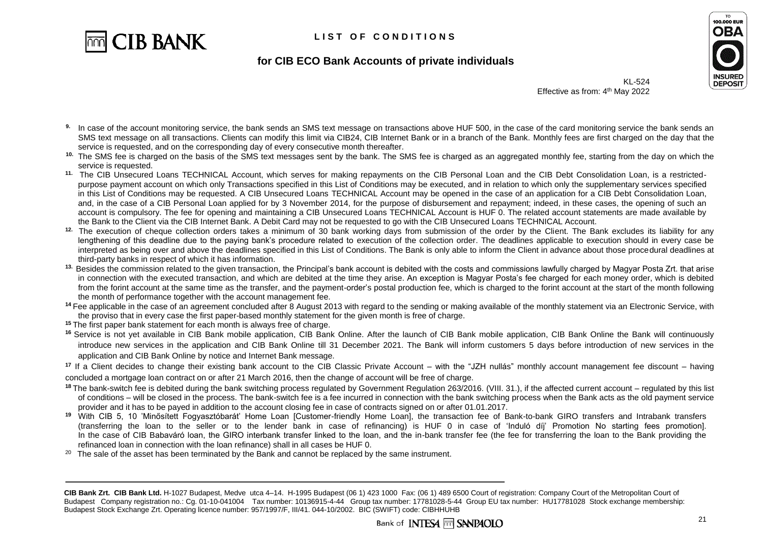[9] In case of the account monitoring service, the bank sends an SMS text message on transactions above HUF 500, in the case of the card monitoring service the bank sends an SMS text message on all transactions. Clients can modify this limit via CIB24, CIB Internet Bank or in a branch of the Bank. Monthly fees are first charged on the day that the service is requested, and on the corresponding day of every consecutive month thereafter.

[10] The SMS fee is charged on the basis of the SMS text messages sent by the bank. The SMS fee is charged as an aggregated monthly fee, starting from the day on which the service is requested.

[11] The CIB Unsecured Loans TECHNICAL Account, which serves for making repayments on the CIB Personal Loan and the CIB Debt Consolidation Loan, is a restricted-purpose payment account on which only Transactions specified in this List of Conditions may be executed, and in relation to which only the supplementary services specified in this List of Conditions may be requested. A CIB Unsecured Loans TECHNICAL Account may be opened in the case of an application for a CIB Debt Consolidation Loan, and, in the case of a CIB Personal Loan applied for by 3 November 2014, for the purpose of disbursement and repayment; indeed, in these cases, the opening of such an account is compulsory. The fee for opening and maintaining a CIB Unsecured Loans TECHNICAL Account is HUF 0. The related account statements are made available by the Bank to the Client via the CIB Internet Bank. A Debit Card may not be requested to go with the CIB Unsecured Loans TECHNICAL Account.

[12] The execution of cheque collection orders takes a minimum of 30 bank working days from submission of the order by the Client. The Bank excludes its liability for any lengthening of this deadline due to the paying bank's procedure related to execution of the collection order. The deadlines applicable to execution should in every case be interpreted as being over and above the deadlines specified in this List of Conditions. The Bank is only able to inform the Client in advance about those procedural deadlines at third-party banks in respect of which it has information.

[13] Besides the commission related to the given transaction, the Principal's bank account is debited with the costs and commissions lawfully charged by Magyar Posta Zrt. that arise in connection with the executed transaction, and which are debited at the time they arise. An exception is Magyar Posta's fee charged for each money order, which is debited from the forint account at the same time as the transfer, and the payment-order's postal production fee, which is charged to the forint account at the start of the month following the month of performance together with the account management fee.

[14] Fee applicable in the case of an agreement concluded after 8 August 2013 with regard to the sending or making available of the monthly statement via an Electronic Service, with the proviso that in every case the first paper-based monthly statement for the given month is free of charge.

[15] The first paper bank statement for each month is always free of charge.

[16] Service is not yet available in CIB Bank mobile application, CIB Bank Online. After the launch of CIB Bank mobile application, CIB Bank Online the Bank will continuously introduce new services in the application and CIB Bank Online till 31 December 2021. The Bank will inform customers 5 days before introduction of new services in the application and CIB Bank Online by notice and Internet Bank message.

[17] If a Client decides to change their existing bank account to the CIB Classic Private Account – with the "JZH nullás" monthly account management fee discount – having concluded a mortgage loan contract on or after 21 March 2016, then the change of account will be free of charge.

[18] The bank-switch fee is debited during the bank switching process regulated by Government Regulation 263/2016. (VIII. 31.), if the affected current account – regulated by this list of conditions – will be closed in the process. The bank-switch fee is a fee incurred in connection with the bank switching process when the Bank acts as the old payment service provider and it has to be payed in addition to the account closing fee in case of contracts signed on or after 01.01.2017.

[19] With CIB 5, 10 'Minősített Fogyasztóbarát' Home Loan [Customer-friendly Home Loan], the transaction fee of Bank-to-bank GIRO transfers and Intrabank transfers (transferring the loan to the seller or to the lender bank in case of refinancing) is HUF 0 in case of 'Induló díj' Promotion No starting fees promotion]. In the case of CIB Babaváró loan, the GIRO interbank transfer linked to the loan, and the in-bank transfer fee (the fee for transferring the loan to the Bank providing the refinanced loan in connection with the loan refinance) shall in all cases be HUF 0.

[20] The sale of the asset has been terminated by the Bank and cannot be replaced by the same instrument.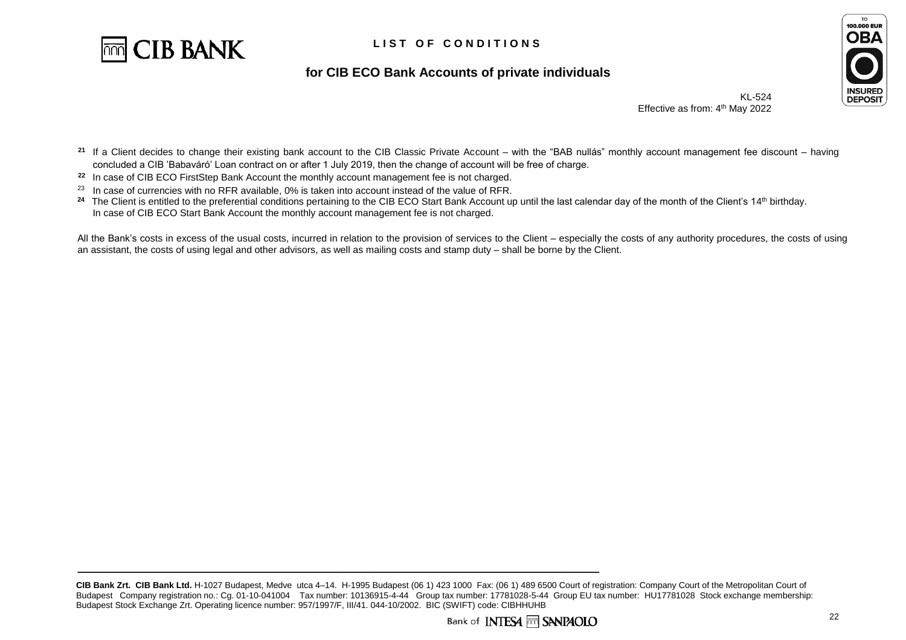[21] If a Client decides to change their existing bank account to the CIB Classic Private Account – with the "BAB nullás" monthly account management fee discount – having concluded a CIB 'Babaváró' Loan contract on or after 1 July 2019, then the change of account will be free of charge.

[22] In case of CIB ECO FirstStep Bank Account the monthly account management fee is not charged.

[23] In case of currencies with no RFR available, 0% is taken into account instead of the value of RFR.

[24] The Client is entitled to the preferential conditions pertaining to the CIB ECO Start Bank Account up until the last calendar day of the month of the Client's 14th birthday. In case of CIB ECO Start Bank Account the monthly account management fee is not charged.

All the Bank's costs in excess of the usual costs, incurred in relation to the provision of services to the Client – especially the costs of any authority procedures, the costs of using an assistant, the costs of using legal and other advisors, as well as mailing costs and stamp duty – shall be borne by the Client.